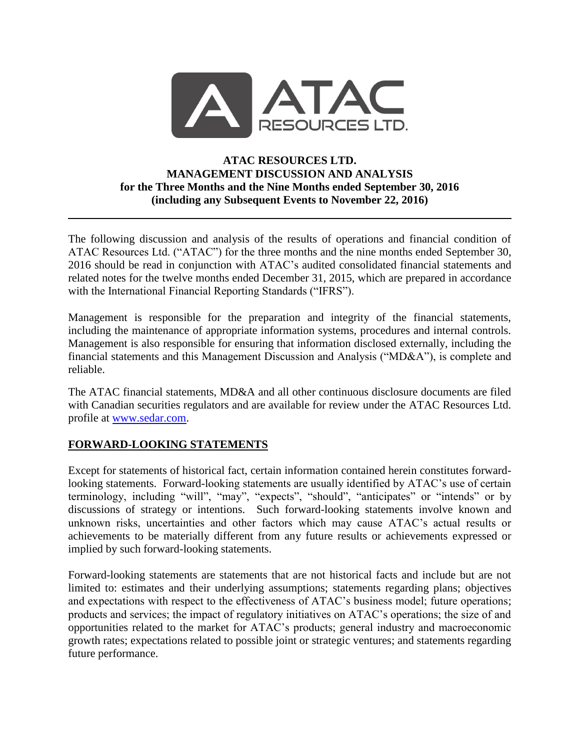# ATAC RESOURCES LTD.
# MANAGEMENT DISCUSSION AND ANALYSIS
## for the Three Months and the Nine Months ended September 30, 2016
## (including any Subsequent Events to November 22, 2016)

---

The following discussion and analysis of the results of operations and financial condition of ATAC Resources Ltd. ("ATAC") for the three months and the nine months ended September 30, 2016 should be read in conjunction with ATAC's audited consolidated financial statements and related notes for the twelve months ended December 31, 2015, which are prepared in accordance with the International Financial Reporting Standards ("IFRS").

Management is responsible for the preparation and integrity of the financial statements, including the maintenance of appropriate information systems, procedures and internal controls. Management is also responsible for ensuring that information disclosed externally, including the financial statements and this Management Discussion and Analysis ("MD&A"), is complete and reliable.

The ATAC financial statements, MD&A and all other continuous disclosure documents are filed with Canadian securities regulators and are available for review under the ATAC Resources Ltd. profile at [www.sedar.com](www.sedar.com).

## FORWARD-LOOKING STATEMENTS

Except for statements of historical fact, certain information contained herein constitutes forward-looking statements. Forward-looking statements are usually identified by ATAC's use of certain terminology, including "will", "may", "expects", "should", "anticipates" or "intends" or by discussions of strategy or intentions. Such forward-looking statements involve known and unknown risks, uncertainties and other factors which may cause ATAC's actual results or achievements to be materially different from any future results or achievements expressed or implied by such forward-looking statements.

Forward-looking statements are statements that are not historical facts and include but are not limited to: estimates and their underlying assumptions; statements regarding plans; objectives and expectations with respect to the effectiveness of ATAC's business model; future operations; products and services; the impact of regulatory initiatives on ATAC's operations; the size of and opportunities related to the market for ATAC's products; general industry and macroeconomic growth rates; expectations related to possible joint or strategic ventures; and statements regarding future performance.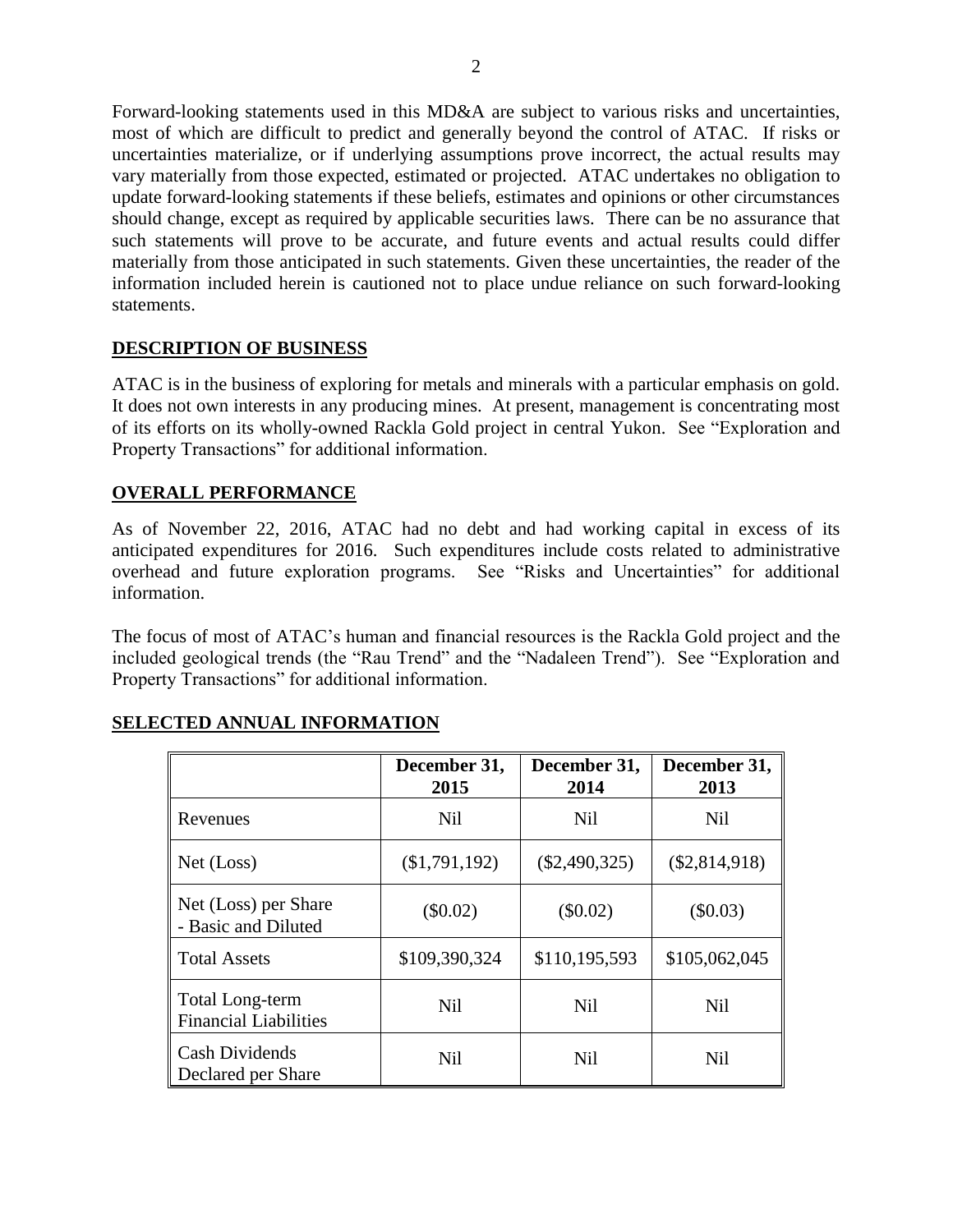Forward-looking statements used in this MD&A are subject to various risks and uncertainties, most of which are difficult to predict and generally beyond the control of ATAC. If risks or uncertainties materialize, or if underlying assumptions prove incorrect, the actual results may vary materially from those expected, estimated or projected. ATAC undertakes no obligation to update forward-looking statements if these beliefs, estimates and opinions or other circumstances should change, except as required by applicable securities laws. There can be no assurance that such statements will prove to be accurate, and future events and actual results could differ materially from those anticipated in such statements. Given these uncertainties, the reader of the information included herein is cautioned not to place undue reliance on such forward-looking statements.

## DESCRIPTION OF BUSINESS

ATAC is in the business of exploring for metals and minerals with a particular emphasis on gold. It does not own interests in any producing mines. At present, management is concentrating most of its efforts on its wholly-owned Rackla Gold project in central Yukon. See "Exploration and Property Transactions" for additional information.

## OVERALL PERFORMANCE

As of November 22, 2016, ATAC had no debt and had working capital in excess of its anticipated expenditures for 2016. Such expenditures include costs related to administrative overhead and future exploration programs. See "Risks and Uncertainties" for additional information.

The focus of most of ATAC's human and financial resources is the Rackla Gold project and the included geological trends (the "Rau Trend" and the "Nadaleen Trend"). See "Exploration and Property Transactions" for additional information.

## SELECTED ANNUAL INFORMATION

| | December 31, 2015 | December 31, 2014 | December 31, 2013 |
|---|---|---|---|
| Revenues | Nil | Nil | Nil |
| Net (Loss) | ($1,791,192) | ($2,490,325) | ($2,814,918) |
| Net (Loss) per Share - Basic and Diluted | ($0.02) | ($0.02) | ($0.03) |
| Total Assets | $109,390,324 | $110,195,593 | $105,062,045 |
| Total Long-term Financial Liabilities | Nil | Nil | Nil |
| Cash Dividends Declared per Share | Nil | Nil | Nil |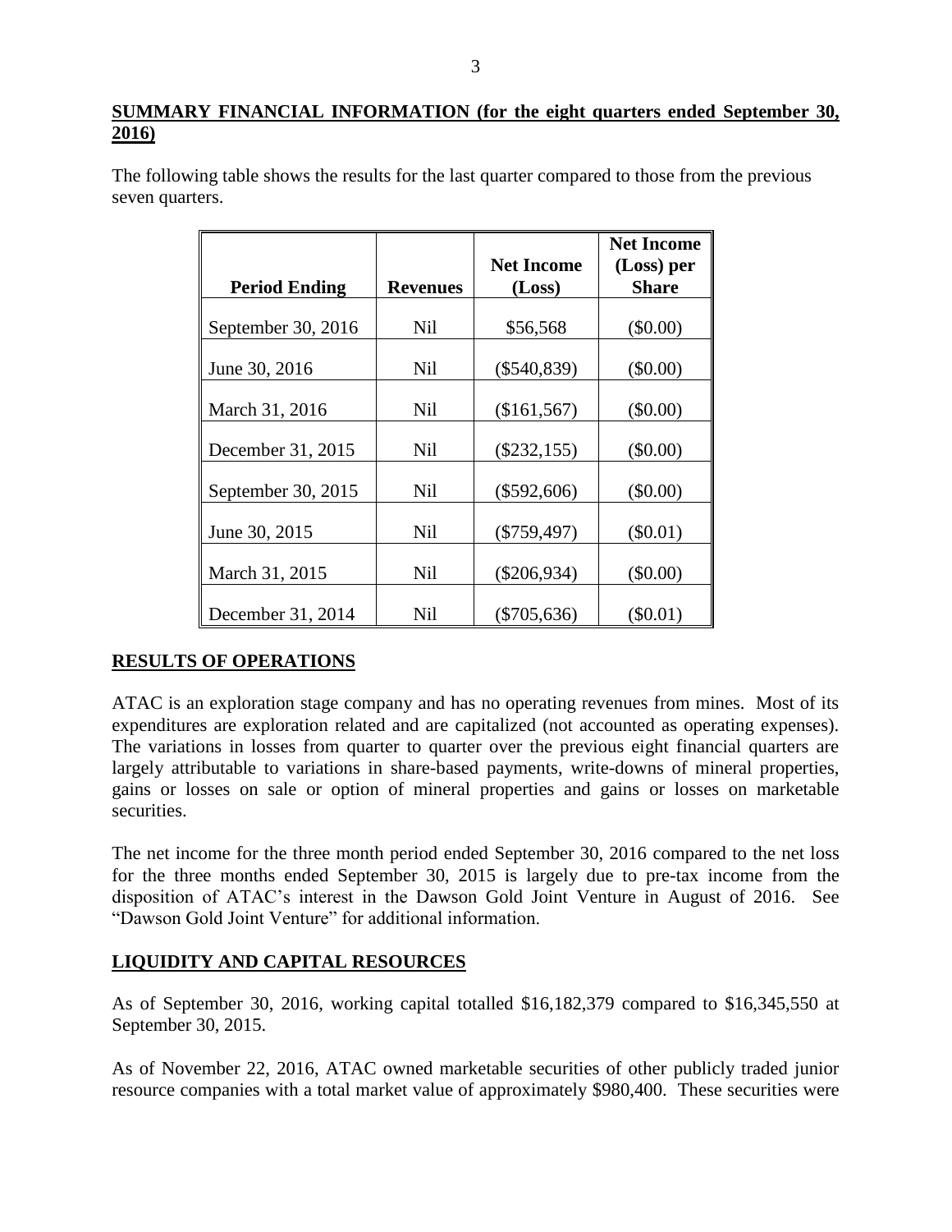## SUMMARY FINANCIAL INFORMATION (for the eight quarters ended September 30, 2016)

The following table shows the results for the last quarter compared to those from the previous seven quarters.

| Period Ending | Revenues | Net Income (Loss) | Net Income (Loss) per Share |
|---|---|---|---|
| September 30, 2016 | Nil | $56,568 | ($0.00) |
| June 30, 2016 | Nil | ($540,839) | ($0.00) |
| March 31, 2016 | Nil | ($161,567) | ($0.00) |
| December 31, 2015 | Nil | ($232,155) | ($0.00) |
| September 30, 2015 | Nil | ($592,606) | ($0.00) |
| June 30, 2015 | Nil | ($759,497) | ($0.01) |
| March 31, 2015 | Nil | ($206,934) | ($0.00) |
| December 31, 2014 | Nil | ($705,636) | ($0.01) |

## RESULTS OF OPERATIONS

ATAC is an exploration stage company and has no operating revenues from mines. Most of its expenditures are exploration related and are capitalized (not accounted as operating expenses). The variations in losses from quarter to quarter over the previous eight financial quarters are largely attributable to variations in share-based payments, write-downs of mineral properties, gains or losses on sale or option of mineral properties and gains or losses on marketable securities.

The net income for the three month period ended September 30, 2016 compared to the net loss for the three months ended September 30, 2015 is largely due to pre-tax income from the disposition of ATAC's interest in the Dawson Gold Joint Venture in August of 2016. See "Dawson Gold Joint Venture" for additional information.

## LIQUIDITY AND CAPITAL RESOURCES

As of September 30, 2016, working capital totalled $16,182,379 compared to $16,345,550 at September 30, 2015.

As of November 22, 2016, ATAC owned marketable securities of other publicly traded junior resource companies with a total market value of approximately $980,400. These securities were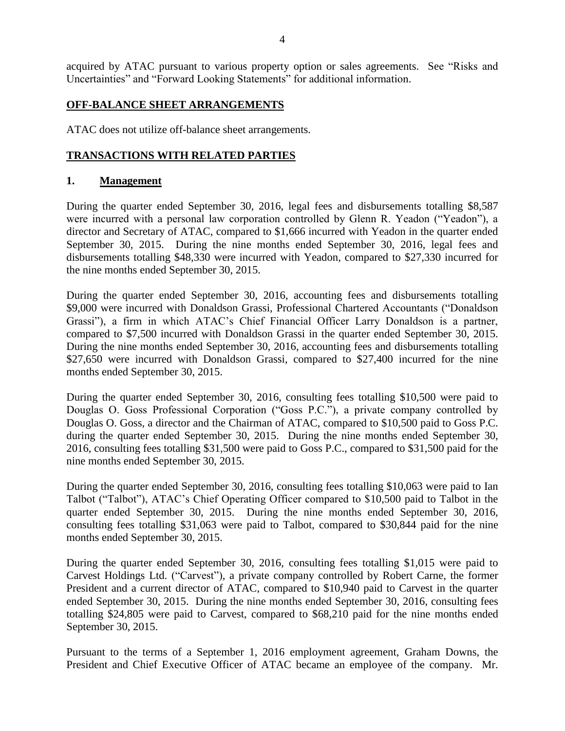acquired by ATAC pursuant to various property option or sales agreements. See "Risks and Uncertainties" and "Forward Looking Statements" for additional information.

## **OFF-BALANCE SHEET ARRANGEMENTS**

ATAC does not utilize off-balance sheet arrangements.

## **TRANSACTIONS WITH RELATED PARTIES**

### 1. **Management**

During the quarter ended September 30, 2016, legal fees and disbursements totalling $8,587 were incurred with a personal law corporation controlled by Glenn R. Yeadon ("Yeadon"), a director and Secretary of ATAC, compared to $1,666 incurred with Yeadon in the quarter ended September 30, 2015. During the nine months ended September 30, 2016, legal fees and disbursements totalling $48,330 were incurred with Yeadon, compared to $27,330 incurred for the nine months ended September 30, 2015.

During the quarter ended September 30, 2016, accounting fees and disbursements totalling $9,000 were incurred with Donaldson Grassi, Professional Chartered Accountants ("Donaldson Grassi"), a firm in which ATAC's Chief Financial Officer Larry Donaldson is a partner, compared to $7,500 incurred with Donaldson Grassi in the quarter ended September 30, 2015. During the nine months ended September 30, 2016, accounting fees and disbursements totalling $27,650 were incurred with Donaldson Grassi, compared to $27,400 incurred for the nine months ended September 30, 2015.

During the quarter ended September 30, 2016, consulting fees totalling $10,500 were paid to Douglas O. Goss Professional Corporation ("Goss P.C."), a private company controlled by Douglas O. Goss, a director and the Chairman of ATAC, compared to $10,500 paid to Goss P.C. during the quarter ended September 30, 2015. During the nine months ended September 30, 2016, consulting fees totalling $31,500 were paid to Goss P.C., compared to $31,500 paid for the nine months ended September 30, 2015.

During the quarter ended September 30, 2016, consulting fees totalling $10,063 were paid to Ian Talbot ("Talbot"), ATAC's Chief Operating Officer compared to $10,500 paid to Talbot in the quarter ended September 30, 2015. During the nine months ended September 30, 2016, consulting fees totalling $31,063 were paid to Talbot, compared to $30,844 paid for the nine months ended September 30, 2015.

During the quarter ended September 30, 2016, consulting fees totalling $1,015 were paid to Carvest Holdings Ltd. ("Carvest"), a private company controlled by Robert Carne, the former President and a current director of ATAC, compared to $10,940 paid to Carvest in the quarter ended September 30, 2015. During the nine months ended September 30, 2016, consulting fees totalling $24,805 were paid to Carvest, compared to $68,210 paid for the nine months ended September 30, 2015.

Pursuant to the terms of a September 1, 2016 employment agreement, Graham Downs, the President and Chief Executive Officer of ATAC became an employee of the company. Mr.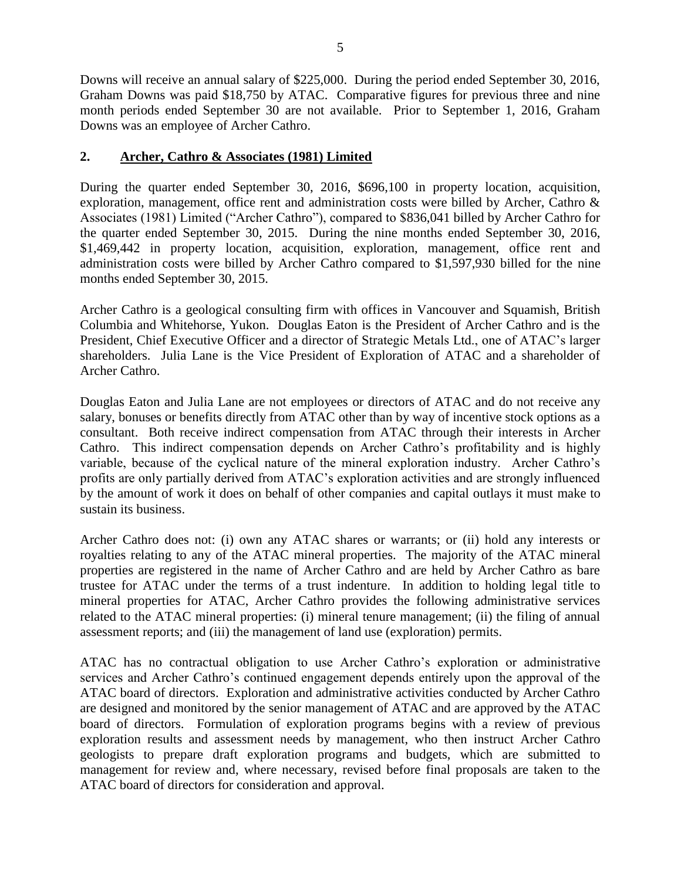Downs will receive an annual salary of $225,000. During the period ended September 30, 2016, Graham Downs was paid $18,750 by ATAC. Comparative figures for previous three and nine month periods ended September 30 are not available. Prior to September 1, 2016, Graham Downs was an employee of Archer Cathro.

## 2. <u>Archer, Cathro & Associates (1981) Limited</u>

During the quarter ended September 30, 2016, $696,100 in property location, acquisition, exploration, management, office rent and administration costs were billed by Archer, Cathro & Associates (1981) Limited ("Archer Cathro"), compared to $836,041 billed by Archer Cathro for the quarter ended September 30, 2015. During the nine months ended September 30, 2016, $1,469,442 in property location, acquisition, exploration, management, office rent and administration costs were billed by Archer Cathro compared to $1,597,930 billed for the nine months ended September 30, 2015.

Archer Cathro is a geological consulting firm with offices in Vancouver and Squamish, British Columbia and Whitehorse, Yukon. Douglas Eaton is the President of Archer Cathro and is the President, Chief Executive Officer and a director of Strategic Metals Ltd., one of ATAC's larger shareholders. Julia Lane is the Vice President of Exploration of ATAC and a shareholder of Archer Cathro.

Douglas Eaton and Julia Lane are not employees or directors of ATAC and do not receive any salary, bonuses or benefits directly from ATAC other than by way of incentive stock options as a consultant. Both receive indirect compensation from ATAC through their interests in Archer Cathro. This indirect compensation depends on Archer Cathro's profitability and is highly variable, because of the cyclical nature of the mineral exploration industry. Archer Cathro's profits are only partially derived from ATAC's exploration activities and are strongly influenced by the amount of work it does on behalf of other companies and capital outlays it must make to sustain its business.

Archer Cathro does not: (i) own any ATAC shares or warrants; or (ii) hold any interests or royalties relating to any of the ATAC mineral properties. The majority of the ATAC mineral properties are registered in the name of Archer Cathro and are held by Archer Cathro as bare trustee for ATAC under the terms of a trust indenture. In addition to holding legal title to mineral properties for ATAC, Archer Cathro provides the following administrative services related to the ATAC mineral properties: (i) mineral tenure management; (ii) the filing of annual assessment reports; and (iii) the management of land use (exploration) permits.

ATAC has no contractual obligation to use Archer Cathro's exploration or administrative services and Archer Cathro's continued engagement depends entirely upon the approval of the ATAC board of directors. Exploration and administrative activities conducted by Archer Cathro are designed and monitored by the senior management of ATAC and are approved by the ATAC board of directors. Formulation of exploration programs begins with a review of previous exploration results and assessment needs by management, who then instruct Archer Cathro geologists to prepare draft exploration programs and budgets, which are submitted to management for review and, where necessary, revised before final proposals are taken to the ATAC board of directors for consideration and approval.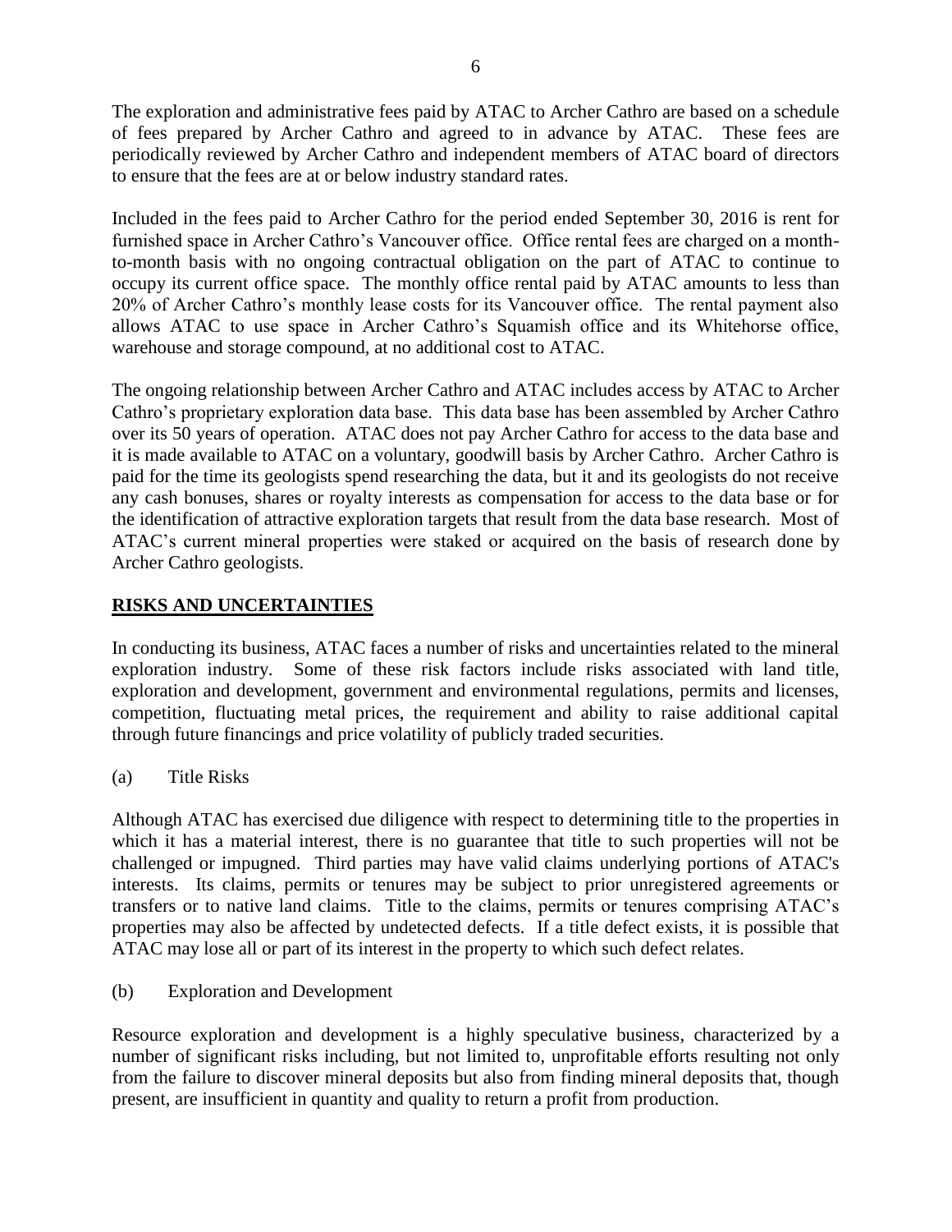The exploration and administrative fees paid by ATAC to Archer Cathro are based on a schedule of fees prepared by Archer Cathro and agreed to in advance by ATAC. These fees are periodically reviewed by Archer Cathro and independent members of ATAC board of directors to ensure that the fees are at or below industry standard rates.

Included in the fees paid to Archer Cathro for the period ended September 30, 2016 is rent for furnished space in Archer Cathro's Vancouver office. Office rental fees are charged on a month-to-month basis with no ongoing contractual obligation on the part of ATAC to continue to occupy its current office space. The monthly office rental paid by ATAC amounts to less than 20% of Archer Cathro's monthly lease costs for its Vancouver office. The rental payment also allows ATAC to use space in Archer Cathro's Squamish office and its Whitehorse office, warehouse and storage compound, at no additional cost to ATAC.

The ongoing relationship between Archer Cathro and ATAC includes access by ATAC to Archer Cathro's proprietary exploration data base. This data base has been assembled by Archer Cathro over its 50 years of operation. ATAC does not pay Archer Cathro for access to the data base and it is made available to ATAC on a voluntary, goodwill basis by Archer Cathro. Archer Cathro is paid for the time its geologists spend researching the data, but it and its geologists do not receive any cash bonuses, shares or royalty interests as compensation for access to the data base or for the identification of attractive exploration targets that result from the data base research. Most of ATAC's current mineral properties were staked or acquired on the basis of research done by Archer Cathro geologists.

## RISKS AND UNCERTAINTIES

In conducting its business, ATAC faces a number of risks and uncertainties related to the mineral exploration industry. Some of these risk factors include risks associated with land title, exploration and development, government and environmental regulations, permits and licenses, competition, fluctuating metal prices, the requirement and ability to raise additional capital through future financings and price volatility of publicly traded securities.

(a) Title Risks

Although ATAC has exercised due diligence with respect to determining title to the properties in which it has a material interest, there is no guarantee that title to such properties will not be challenged or impugned. Third parties may have valid claims underlying portions of ATAC's interests. Its claims, permits or tenures may be subject to prior unregistered agreements or transfers or to native land claims. Title to the claims, permits or tenures comprising ATAC's properties may also be affected by undetected defects. If a title defect exists, it is possible that ATAC may lose all or part of its interest in the property to which such defect relates.

(b) Exploration and Development

Resource exploration and development is a highly speculative business, characterized by a number of significant risks including, but not limited to, unprofitable efforts resulting not only from the failure to discover mineral deposits but also from finding mineral deposits that, though present, are insufficient in quantity and quality to return a profit from production.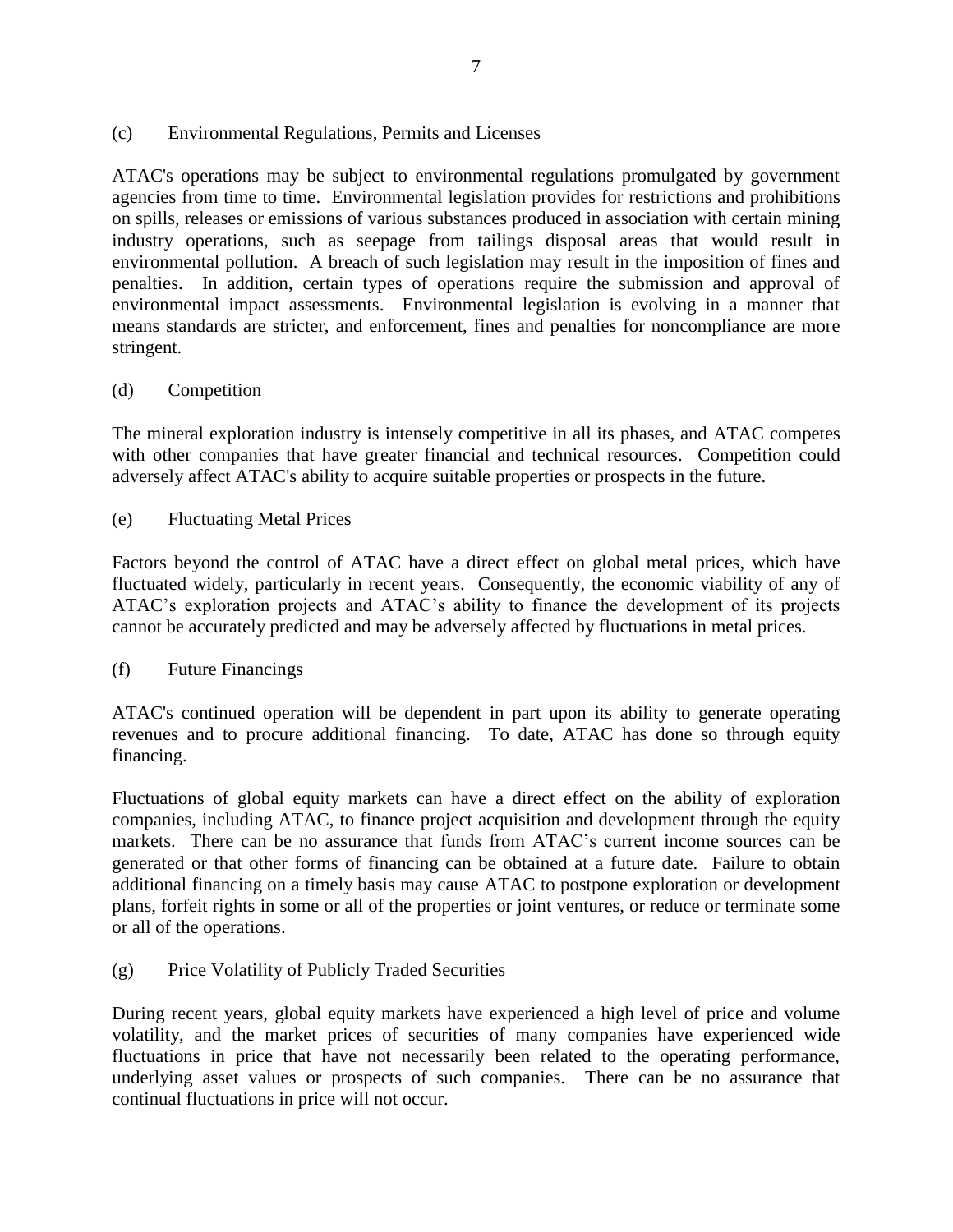(c) Environmental Regulations, Permits and Licenses

ATAC's operations may be subject to environmental regulations promulgated by government agencies from time to time. Environmental legislation provides for restrictions and prohibitions on spills, releases or emissions of various substances produced in association with certain mining industry operations, such as seepage from tailings disposal areas that would result in environmental pollution. A breach of such legislation may result in the imposition of fines and penalties. In addition, certain types of operations require the submission and approval of environmental impact assessments. Environmental legislation is evolving in a manner that means standards are stricter, and enforcement, fines and penalties for noncompliance are more stringent.

(d) Competition

The mineral exploration industry is intensely competitive in all its phases, and ATAC competes with other companies that have greater financial and technical resources. Competition could adversely affect ATAC's ability to acquire suitable properties or prospects in the future.

(e) Fluctuating Metal Prices

Factors beyond the control of ATAC have a direct effect on global metal prices, which have fluctuated widely, particularly in recent years. Consequently, the economic viability of any of ATAC's exploration projects and ATAC's ability to finance the development of its projects cannot be accurately predicted and may be adversely affected by fluctuations in metal prices.

(f) Future Financings

ATAC's continued operation will be dependent in part upon its ability to generate operating revenues and to procure additional financing. To date, ATAC has done so through equity financing.

Fluctuations of global equity markets can have a direct effect on the ability of exploration companies, including ATAC, to finance project acquisition and development through the equity markets. There can be no assurance that funds from ATAC's current income sources can be generated or that other forms of financing can be obtained at a future date. Failure to obtain additional financing on a timely basis may cause ATAC to postpone exploration or development plans, forfeit rights in some or all of the properties or joint ventures, or reduce or terminate some or all of the operations.

(g) Price Volatility of Publicly Traded Securities

During recent years, global equity markets have experienced a high level of price and volume volatility, and the market prices of securities of many companies have experienced wide fluctuations in price that have not necessarily been related to the operating performance, underlying asset values or prospects of such companies. There can be no assurance that continual fluctuations in price will not occur.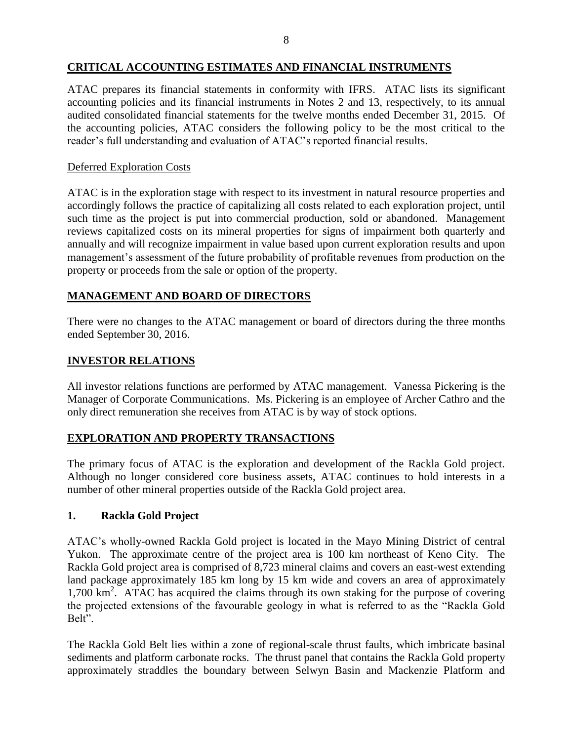## CRITICAL ACCOUNTING ESTIMATES AND FINANCIAL INSTRUMENTS

ATAC prepares its financial statements in conformity with IFRS. ATAC lists its significant accounting policies and its financial instruments in Notes 2 and 13, respectively, to its annual audited consolidated financial statements for the twelve months ended December 31, 2015. Of the accounting policies, ATAC considers the following policy to be the most critical to the reader's full understanding and evaluation of ATAC's reported financial results.

### Deferred Exploration Costs

ATAC is in the exploration stage with respect to its investment in natural resource properties and accordingly follows the practice of capitalizing all costs related to each exploration project, until such time as the project is put into commercial production, sold or abandoned. Management reviews capitalized costs on its mineral properties for signs of impairment both quarterly and annually and will recognize impairment in value based upon current exploration results and upon management's assessment of the future probability of profitable revenues from production on the property or proceeds from the sale or option of the property.

## MANAGEMENT AND BOARD OF DIRECTORS

There were no changes to the ATAC management or board of directors during the three months ended September 30, 2016.

## INVESTOR RELATIONS

All investor relations functions are performed by ATAC management. Vanessa Pickering is the Manager of Corporate Communications. Ms. Pickering is an employee of Archer Cathro and the only direct remuneration she receives from ATAC is by way of stock options.

## EXPLORATION AND PROPERTY TRANSACTIONS

The primary focus of ATAC is the exploration and development of the Rackla Gold project. Although no longer considered core business assets, ATAC continues to hold interests in a number of other mineral properties outside of the Rackla Gold project area.

### 1. Rackla Gold Project

ATAC's wholly-owned Rackla Gold project is located in the Mayo Mining District of central Yukon. The approximate centre of the project area is 100 km northeast of Keno City. The Rackla Gold project area is comprised of 8,723 mineral claims and covers an east-west extending land package approximately 185 km long by 15 km wide and covers an area of approximately 1,700 km$^2$. ATAC has acquired the claims through its own staking for the purpose of covering the projected extensions of the favourable geology in what is referred to as the "Rackla Gold Belt".

The Rackla Gold Belt lies within a zone of regional-scale thrust faults, which imbricate basinal sediments and platform carbonate rocks. The thrust panel that contains the Rackla Gold property approximately straddles the boundary between Selwyn Basin and Mackenzie Platform and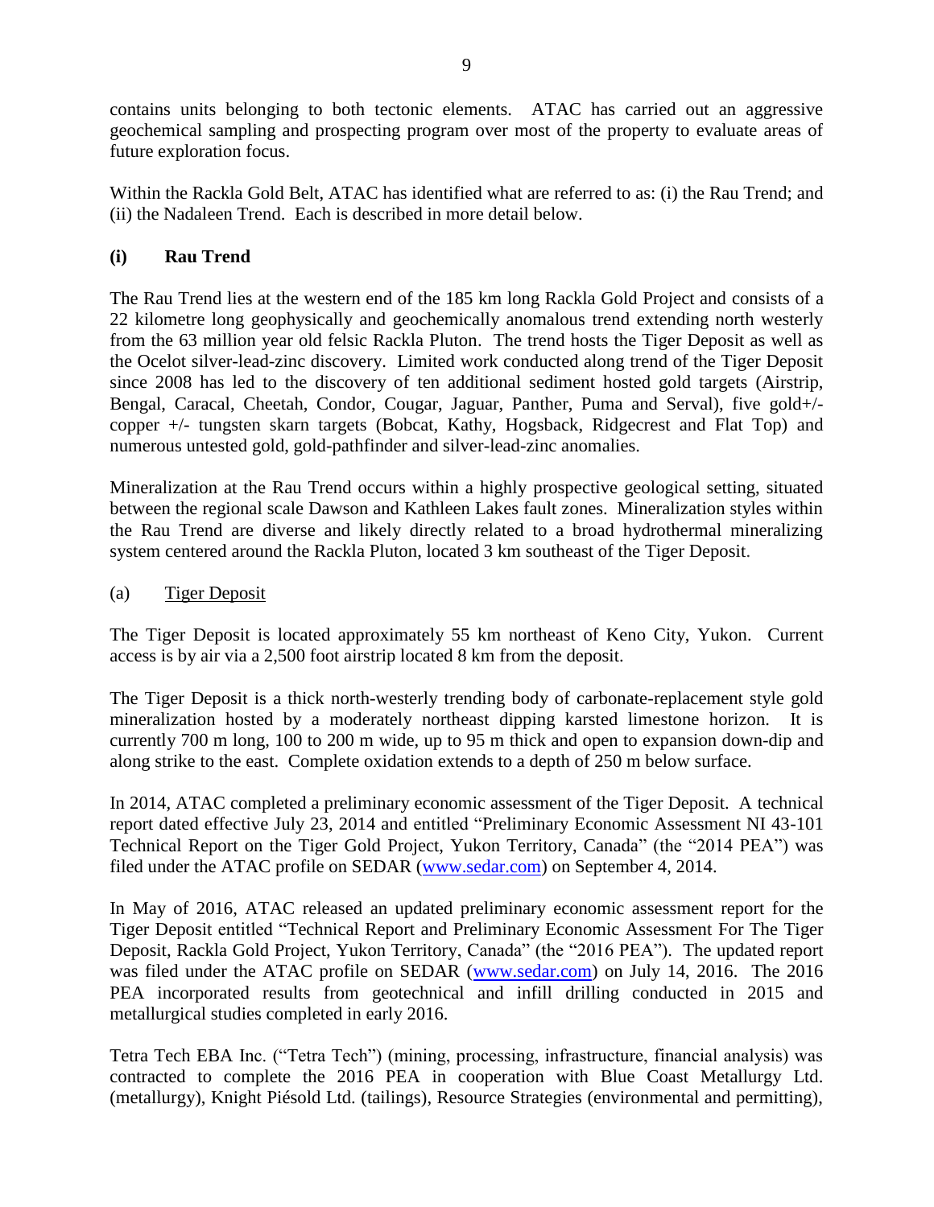contains units belonging to both tectonic elements. ATAC has carried out an aggressive geochemical sampling and prospecting program over most of the property to evaluate areas of future exploration focus.

Within the Rackla Gold Belt, ATAC has identified what are referred to as: (i) the Rau Trend; and (ii) the Nadaleen Trend. Each is described in more detail below.

### (i) Rau Trend

The Rau Trend lies at the western end of the 185 km long Rackla Gold Project and consists of a 22 kilometre long geophysically and geochemically anomalous trend extending north westerly from the 63 million year old felsic Rackla Pluton. The trend hosts the Tiger Deposit as well as the Ocelot silver-lead-zinc discovery. Limited work conducted along trend of the Tiger Deposit since 2008 has led to the discovery of ten additional sediment hosted gold targets (Airstrip, Bengal, Caracal, Cheetah, Condor, Cougar, Jaguar, Panther, Puma and Serval), five gold+/- copper +/- tungsten skarn targets (Bobcat, Kathy, Hogsback, Ridgecrest and Flat Top) and numerous untested gold, gold-pathfinder and silver-lead-zinc anomalies.

Mineralization at the Rau Trend occurs within a highly prospective geological setting, situated between the regional scale Dawson and Kathleen Lakes fault zones. Mineralization styles within the Rau Trend are diverse and likely directly related to a broad hydrothermal mineralizing system centered around the Rackla Pluton, located 3 km southeast of the Tiger Deposit.

(a) Tiger Deposit

The Tiger Deposit is located approximately 55 km northeast of Keno City, Yukon. Current access is by air via a 2,500 foot airstrip located 8 km from the deposit.

The Tiger Deposit is a thick north-westerly trending body of carbonate-replacement style gold mineralization hosted by a moderately northeast dipping karsted limestone horizon. It is currently 700 m long, 100 to 200 m wide, up to 95 m thick and open to expansion down-dip and along strike to the east. Complete oxidation extends to a depth of 250 m below surface.

In 2014, ATAC completed a preliminary economic assessment of the Tiger Deposit. A technical report dated effective July 23, 2014 and entitled "Preliminary Economic Assessment NI 43-101 Technical Report on the Tiger Gold Project, Yukon Territory, Canada" (the "2014 PEA") was filed under the ATAC profile on SEDAR (www.sedar.com) on September 4, 2014.

In May of 2016, ATAC released an updated preliminary economic assessment report for the Tiger Deposit entitled "Technical Report and Preliminary Economic Assessment For The Tiger Deposit, Rackla Gold Project, Yukon Territory, Canada" (the "2016 PEA"). The updated report was filed under the ATAC profile on SEDAR (www.sedar.com) on July 14, 2016. The 2016 PEA incorporated results from geotechnical and infill drilling conducted in 2015 and metallurgical studies completed in early 2016.

Tetra Tech EBA Inc. ("Tetra Tech") (mining, processing, infrastructure, financial analysis) was contracted to complete the 2016 PEA in cooperation with Blue Coast Metallurgy Ltd. (metallurgy), Knight Piésold Ltd. (tailings), Resource Strategies (environmental and permitting),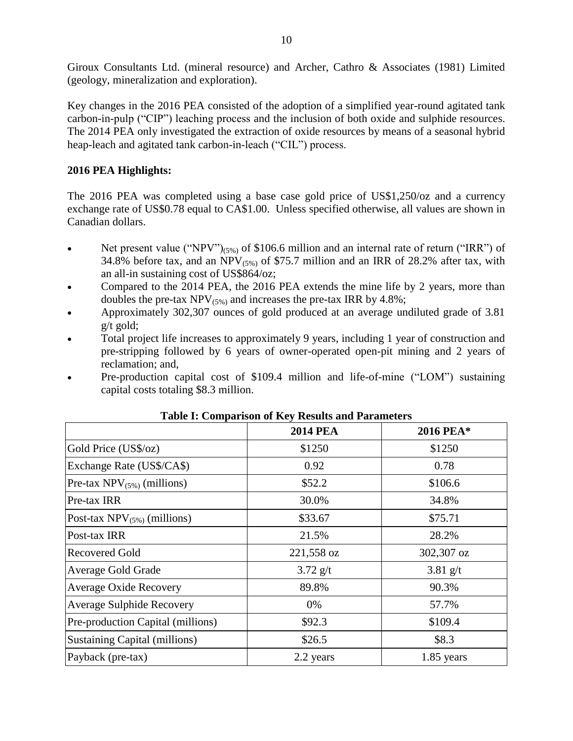Giroux Consultants Ltd. (mineral resource) and Archer, Cathro & Associates (1981) Limited (geology, mineralization and exploration).

Key changes in the 2016 PEA consisted of the adoption of a simplified year-round agitated tank carbon-in-pulp ("CIP") leaching process and the inclusion of both oxide and sulphide resources. The 2014 PEA only investigated the extraction of oxide resources by means of a seasonal hybrid heap-leach and agitated tank carbon-in-leach ("CIL") process.

**2016 PEA Highlights:**

The 2016 PEA was completed using a base case gold price of US$1,250/oz and a currency exchange rate of US$0.78 equal to CA$1.00. Unless specified otherwise, all values are shown in Canadian dollars.

- Net present value ("NPV")$_{(5\%)}$ of $106.6 million and an internal rate of return ("IRR") of 34.8% before tax, and an NPV$_{(5\%)}$ of $75.7 million and an IRR of 28.2% after tax, with an all-in sustaining cost of US$864/oz;
- Compared to the 2014 PEA, the 2016 PEA extends the mine life by 2 years, more than doubles the pre-tax NPV$_{(5\%)}$ and increases the pre-tax IRR by 4.8%;
- Approximately 302,307 ounces of gold produced at an average undiluted grade of 3.81 g/t gold;
- Total project life increases to approximately 9 years, including 1 year of construction and pre-stripping followed by 6 years of owner-operated open-pit mining and 2 years of reclamation; and,
- Pre-production capital cost of $109.4 million and life-of-mine ("LOM") sustaining capital costs totaling $8.3 million.

**Table I: Comparison of Key Results and Parameters**

| | 2014 PEA | 2016 PEA* |
|---|---|---|
| Gold Price (US$/oz) | $1250 | $1250 |
| Exchange Rate (US$/CA$) | 0.92 | 0.78 |
| Pre-tax NPV$_{(5\%)}$ (millions) | $52.2 | $106.6 |
| Pre-tax IRR | 30.0% | 34.8% |
| Post-tax NPV$_{(5\%)}$ (millions) | $33.67 | $75.71 |
| Post-tax IRR | 21.5% | 28.2% |
| Recovered Gold | 221,558 oz | 302,307 oz |
| Average Gold Grade | 3.72 g/t | 3.81 g/t |
| Average Oxide Recovery | 89.8% | 90.3% |
| Average Sulphide Recovery | 0% | 57.7% |
| Pre-production Capital (millions) | $92.3 | $109.4 |
| Sustaining Capital (millions) | $26.5 | $8.3 |
| Payback (pre-tax) | 2.2 years | 1.85 years |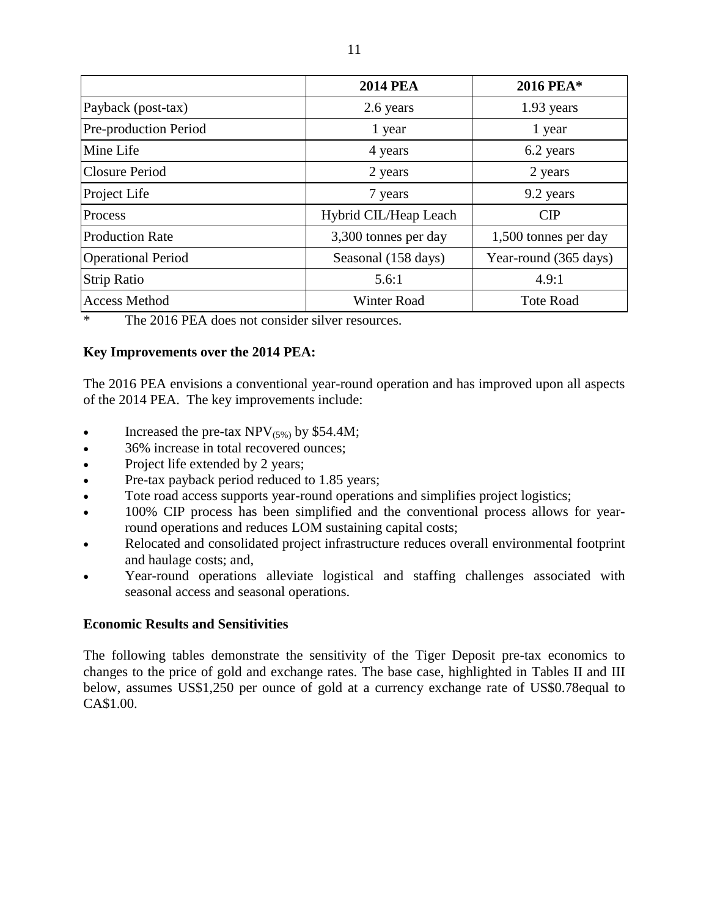| | 2014 PEA | 2016 PEA* |
|---|---|---|
| Payback (post-tax) | 2.6 years | 1.93 years |
| Pre-production Period | 1 year | 1 year |
| Mine Life | 4 years | 6.2 years |
| Closure Period | 2 years | 2 years |
| Project Life | 7 years | 9.2 years |
| Process | Hybrid CIL/Heap Leach | CIP |
| Production Rate | 3,300 tonnes per day | 1,500 tonnes per day |
| Operational Period | Seasonal (158 days) | Year-round (365 days) |
| Strip Ratio | 5.6:1 | 4.9:1 |
| Access Method | Winter Road | Tote Road |

\* The 2016 PEA does not consider silver resources.

**Key Improvements over the 2014 PEA:**

The 2016 PEA envisions a conventional year-round operation and has improved upon all aspects of the 2014 PEA. The key improvements include:

- Increased the pre-tax $NPV_{(5\%)}$ by $54.4M;
- 36% increase in total recovered ounces;
- Project life extended by 2 years;
- Pre-tax payback period reduced to 1.85 years;
- Tote road access supports year-round operations and simplifies project logistics;
- 100% CIP process has been simplified and the conventional process allows for year-round operations and reduces LOM sustaining capital costs;
- Relocated and consolidated project infrastructure reduces overall environmental footprint and haulage costs; and,
- Year-round operations alleviate logistical and staffing challenges associated with seasonal access and seasonal operations.

**Economic Results and Sensitivities**

The following tables demonstrate the sensitivity of the Tiger Deposit pre-tax economics to changes to the price of gold and exchange rates. The base case, highlighted in Tables II and III below, assumes US$1,250 per ounce of gold at a currency exchange rate of US$0.78equal to CA$1.00.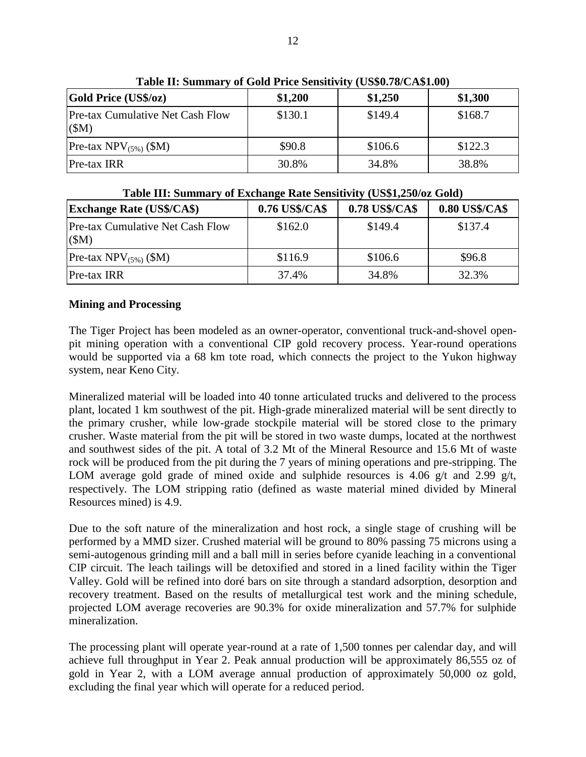**Table II: Summary of Gold Price Sensitivity (US$0.78/CA$1.00)**

| Gold Price (US$/oz) | $1,200 | $1,250 | $1,300 |
|---|---|---|---|
| Pre-tax Cumulative Net Cash Flow ($M) | $130.1 | $149.4 | $168.7 |
| Pre-tax $NPV_{(5\%)}$ ($M) | $90.8 | $106.6 | $122.3 |
| Pre-tax IRR | 30.8% | 34.8% | 38.8% |

**Table III: Summary of Exchange Rate Sensitivity (US$1,250/oz Gold)**

| Exchange Rate (US$/CA$) | 0.76 US$/CA$ | 0.78 US$/CA$ | 0.80 US$/CA$ |
|---|---|---|---|
| Pre-tax Cumulative Net Cash Flow ($M) | $162.0 | $149.4 | $137.4 |
| Pre-tax $NPV_{(5\%)}$ ($M) | $116.9 | $106.6 | $96.8 |
| Pre-tax IRR | 37.4% | 34.8% | 32.3% |

**Mining and Processing**

The Tiger Project has been modeled as an owner-operator, conventional truck-and-shovel open-pit mining operation with a conventional CIP gold recovery process. Year-round operations would be supported via a 68 km tote road, which connects the project to the Yukon highway system, near Keno City.

Mineralized material will be loaded into 40 tonne articulated trucks and delivered to the process plant, located 1 km southwest of the pit. High-grade mineralized material will be sent directly to the primary crusher, while low-grade stockpile material will be stored close to the primary crusher. Waste material from the pit will be stored in two waste dumps, located at the northwest and southwest sides of the pit. A total of 3.2 Mt of the Mineral Resource and 15.6 Mt of waste rock will be produced from the pit during the 7 years of mining operations and pre-stripping. The LOM average gold grade of mined oxide and sulphide resources is 4.06 g/t and 2.99 g/t, respectively. The LOM stripping ratio (defined as waste material mined divided by Mineral Resources mined) is 4.9.

Due to the soft nature of the mineralization and host rock, a single stage of crushing will be performed by a MMD sizer. Crushed material will be ground to 80% passing 75 microns using a semi-autogenous grinding mill and a ball mill in series before cyanide leaching in a conventional CIP circuit. The leach tailings will be detoxified and stored in a lined facility within the Tiger Valley. Gold will be refined into doré bars on site through a standard adsorption, desorption and recovery treatment. Based on the results of metallurgical test work and the mining schedule, projected LOM average recoveries are 90.3% for oxide mineralization and 57.7% for sulphide mineralization.

The processing plant will operate year-round at a rate of 1,500 tonnes per calendar day, and will achieve full throughput in Year 2. Peak annual production will be approximately 86,555 oz of gold in Year 2, with a LOM average annual production of approximately 50,000 oz gold, excluding the final year which will operate for a reduced period.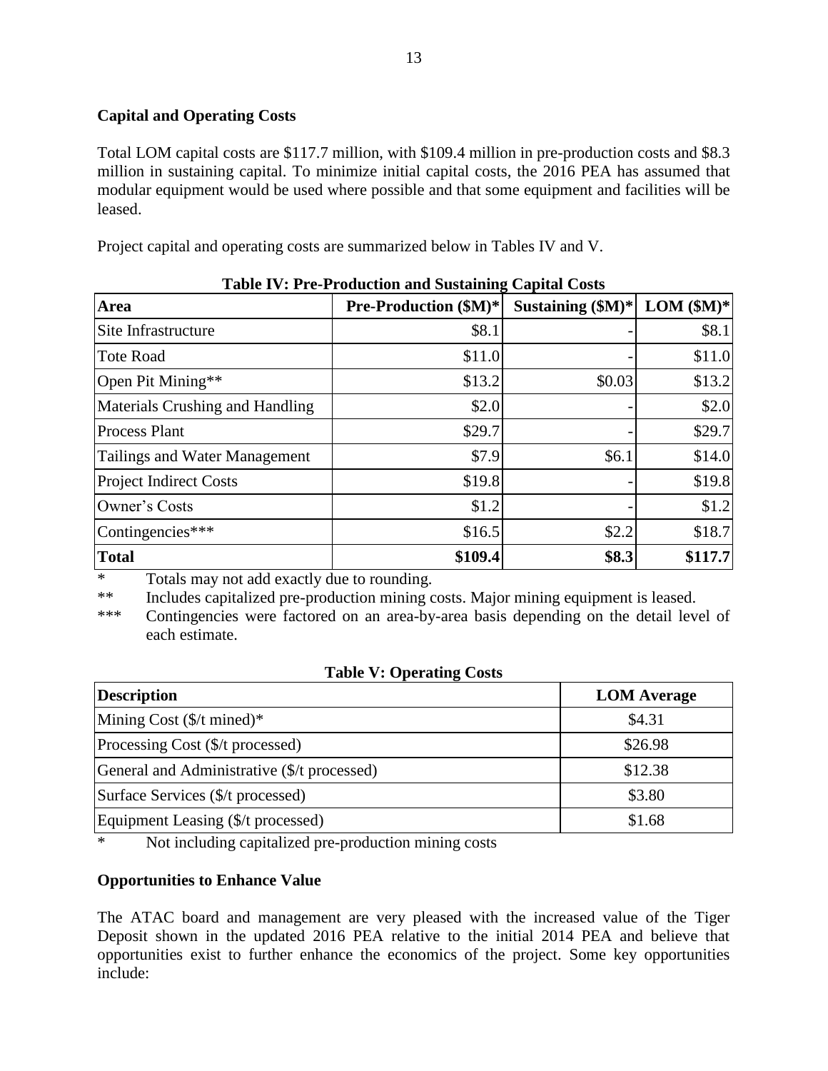**Capital and Operating Costs**

Total LOM capital costs are $117.7 million, with $109.4 million in pre-production costs and $8.3 million in sustaining capital. To minimize initial capital costs, the 2016 PEA has assumed that modular equipment would be used where possible and that some equipment and facilities will be leased.

Project capital and operating costs are summarized below in Tables IV and V.

**Table IV: Pre-Production and Sustaining Capital Costs**

| Area | Pre-Production ($M)* | Sustaining ($M)* | LOM ($M)* |
|---|---:|---:|---:|
| Site Infrastructure | $8.1 | - | $8.1 |
| Tote Road | $11.0 | - | $11.0 |
| Open Pit Mining** | $13.2 | $0.03 | $13.2 |
| Materials Crushing and Handling | $2.0 | - | $2.0 |
| Process Plant | $29.7 | - | $29.7 |
| Tailings and Water Management | $7.9 | $6.1 | $14.0 |
| Project Indirect Costs | $19.8 | - | $19.8 |
| Owner's Costs | $1.2 | - | $1.2 |
| Contingencies*** | $16.5 | $2.2 | $18.7 |
| **Total** | **$109.4** | **$8.3** | **$117.7** |

\* Totals may not add exactly due to rounding.

\*\* Includes capitalized pre-production mining costs. Major mining equipment is leased.

\*\*\* Contingencies were factored on an area-by-area basis depending on the detail level of each estimate.

**Table V: Operating Costs**

| Description | LOM Average |
|---|---|
| Mining Cost ($/t mined)* | $4.31 |
| Processing Cost ($/t processed) | $26.98 |
| General and Administrative ($/t processed) | $12.38 |
| Surface Services ($/t processed) | $3.80 |
| Equipment Leasing ($/t processed) | $1.68 |

\* Not including capitalized pre-production mining costs

**Opportunities to Enhance Value**

The ATAC board and management are very pleased with the increased value of the Tiger Deposit shown in the updated 2016 PEA relative to the initial 2014 PEA and believe that opportunities exist to further enhance the economics of the project. Some key opportunities include: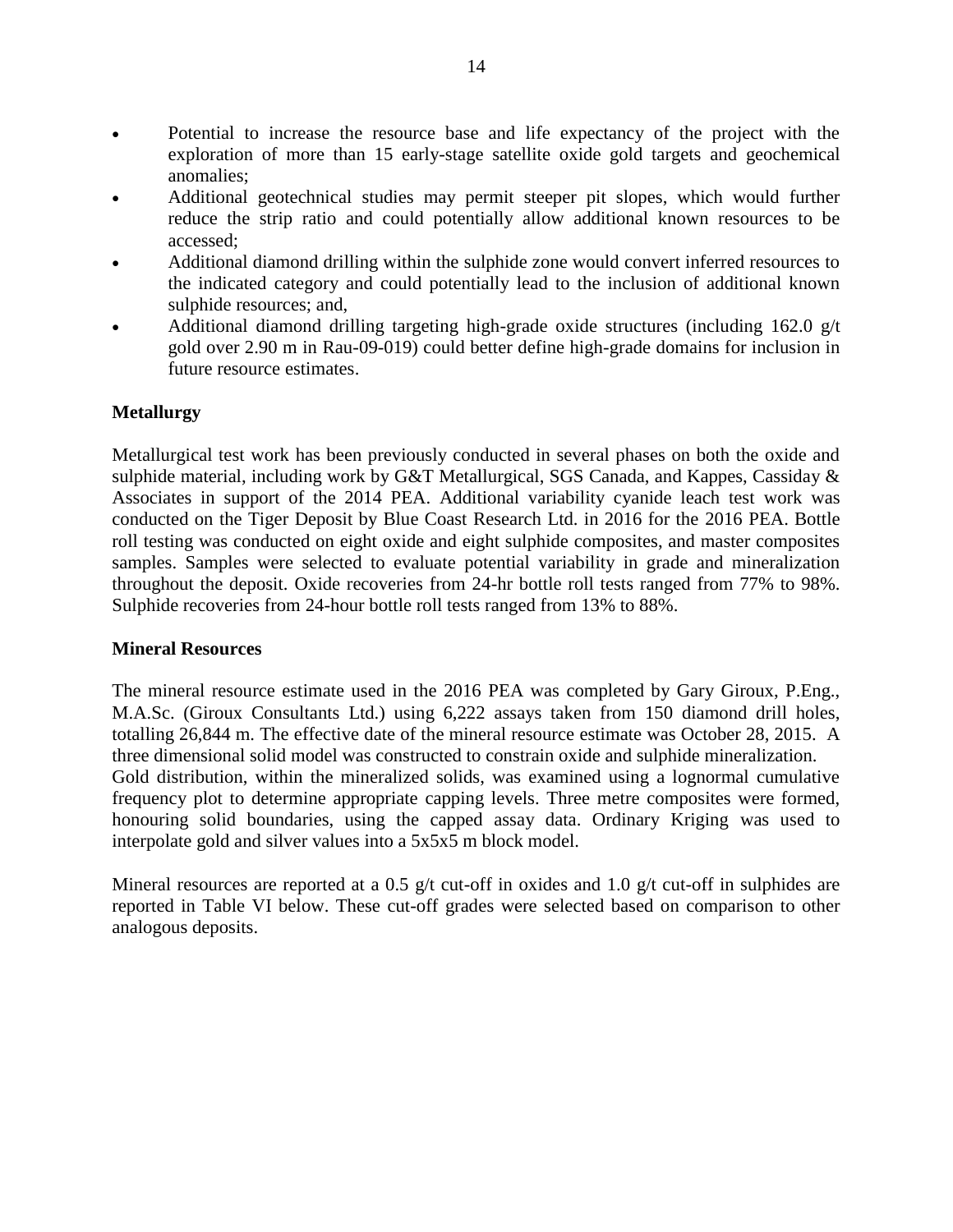- Potential to increase the resource base and life expectancy of the project with the exploration of more than 15 early-stage satellite oxide gold targets and geochemical anomalies;
- Additional geotechnical studies may permit steeper pit slopes, which would further reduce the strip ratio and could potentially allow additional known resources to be accessed;
- Additional diamond drilling within the sulphide zone would convert inferred resources to the indicated category and could potentially lead to the inclusion of additional known sulphide resources; and,
- Additional diamond drilling targeting high-grade oxide structures (including 162.0 g/t gold over 2.90 m in Rau-09-019) could better define high-grade domains for inclusion in future resource estimates.

**Metallurgy**

Metallurgical test work has been previously conducted in several phases on both the oxide and sulphide material, including work by G&T Metallurgical, SGS Canada, and Kappes, Cassiday & Associates in support of the 2014 PEA. Additional variability cyanide leach test work was conducted on the Tiger Deposit by Blue Coast Research Ltd. in 2016 for the 2016 PEA. Bottle roll testing was conducted on eight oxide and eight sulphide composites, and master composites samples. Samples were selected to evaluate potential variability in grade and mineralization throughout the deposit. Oxide recoveries from 24-hr bottle roll tests ranged from 77% to 98%. Sulphide recoveries from 24-hour bottle roll tests ranged from 13% to 88%.

**Mineral Resources**

The mineral resource estimate used in the 2016 PEA was completed by Gary Giroux, P.Eng., M.A.Sc. (Giroux Consultants Ltd.) using 6,222 assays taken from 150 diamond drill holes, totalling 26,844 m. The effective date of the mineral resource estimate was October 28, 2015. A three dimensional solid model was constructed to constrain oxide and sulphide mineralization.
Gold distribution, within the mineralized solids, was examined using a lognormal cumulative frequency plot to determine appropriate capping levels. Three metre composites were formed, honouring solid boundaries, using the capped assay data. Ordinary Kriging was used to interpolate gold and silver values into a 5x5x5 m block model.

Mineral resources are reported at a 0.5 g/t cut-off in oxides and 1.0 g/t cut-off in sulphides are reported in Table VI below. These cut-off grades were selected based on comparison to other analogous deposits.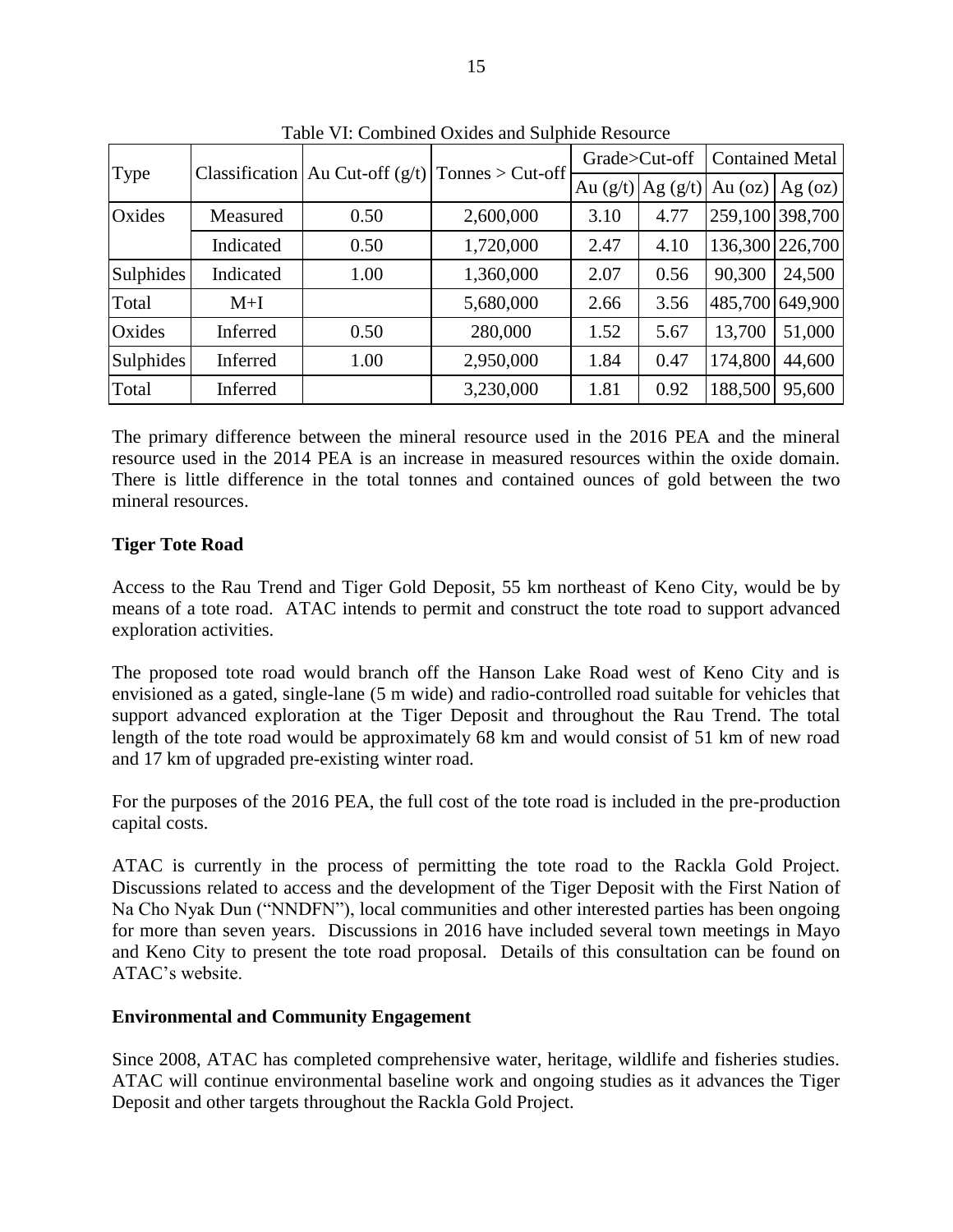Table VI: Combined Oxides and Sulphide Resource

| Type | Classification | Au Cut-off (g/t) | Tonnes > Cut-off | Grade>Cut-off | | Contained Metal | |
|---|---|---|---|---|---|---|---|
| | | | | Au (g/t) | Ag (g/t) | Au (oz) | Ag (oz) |
| Oxides | Measured | 0.50 | 2,600,000 | 3.10 | 4.77 | 259,100 | 398,700 |
| | Indicated | 0.50 | 1,720,000 | 2.47 | 4.10 | 136,300 | 226,700 |
| Sulphides | Indicated | 1.00 | 1,360,000 | 2.07 | 0.56 | 90,300 | 24,500 |
| Total | M+I | | 5,680,000 | 2.66 | 3.56 | 485,700 | 649,900 |
| Oxides | Inferred | 0.50 | 280,000 | 1.52 | 5.67 | 13,700 | 51,000 |
| Sulphides | Inferred | 1.00 | 2,950,000 | 1.84 | 0.47 | 174,800 | 44,600 |
| Total | Inferred | | 3,230,000 | 1.81 | 0.92 | 188,500 | 95,600 |

The primary difference between the mineral resource used in the 2016 PEA and the mineral resource used in the 2014 PEA is an increase in measured resources within the oxide domain. There is little difference in the total tonnes and contained ounces of gold between the two mineral resources.

**Tiger Tote Road**

Access to the Rau Trend and Tiger Gold Deposit, 55 km northeast of Keno City, would be by means of a tote road. ATAC intends to permit and construct the tote road to support advanced exploration activities.

The proposed tote road would branch off the Hanson Lake Road west of Keno City and is envisioned as a gated, single-lane (5 m wide) and radio-controlled road suitable for vehicles that support advanced exploration at the Tiger Deposit and throughout the Rau Trend. The total length of the tote road would be approximately 68 km and would consist of 51 km of new road and 17 km of upgraded pre-existing winter road.

For the purposes of the 2016 PEA, the full cost of the tote road is included in the pre-production capital costs.

ATAC is currently in the process of permitting the tote road to the Rackla Gold Project. Discussions related to access and the development of the Tiger Deposit with the First Nation of Na Cho Nyak Dun ("NNDFN"), local communities and other interested parties has been ongoing for more than seven years. Discussions in 2016 have included several town meetings in Mayo and Keno City to present the tote road proposal. Details of this consultation can be found on ATAC's website.

**Environmental and Community Engagement**

Since 2008, ATAC has completed comprehensive water, heritage, wildlife and fisheries studies. ATAC will continue environmental baseline work and ongoing studies as it advances the Tiger Deposit and other targets throughout the Rackla Gold Project.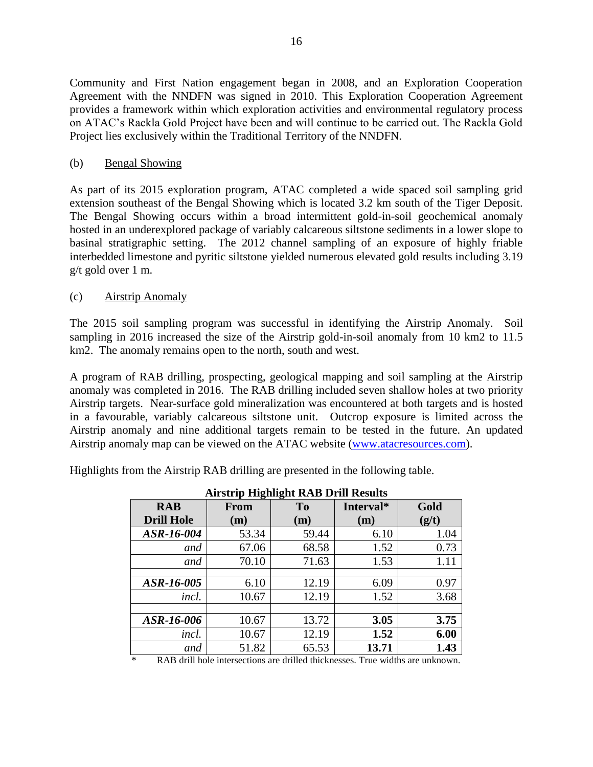Community and First Nation engagement began in 2008, and an Exploration Cooperation Agreement with the NNDFN was signed in 2010. This Exploration Cooperation Agreement provides a framework within which exploration activities and environmental regulatory process on ATAC's Rackla Gold Project have been and will continue to be carried out. The Rackla Gold Project lies exclusively within the Traditional Territory of the NNDFN.

(b) Bengal Showing

As part of its 2015 exploration program, ATAC completed a wide spaced soil sampling grid extension southeast of the Bengal Showing which is located 3.2 km south of the Tiger Deposit. The Bengal Showing occurs within a broad intermittent gold-in-soil geochemical anomaly hosted in an underexplored package of variably calcareous siltstone sediments in a lower slope to basinal stratigraphic setting. The 2012 channel sampling of an exposure of highly friable interbedded limestone and pyritic siltstone yielded numerous elevated gold results including 3.19 g/t gold over 1 m.

(c) Airstrip Anomaly

The 2015 soil sampling program was successful in identifying the Airstrip Anomaly. Soil sampling in 2016 increased the size of the Airstrip gold-in-soil anomaly from 10 km2 to 11.5 km2. The anomaly remains open to the north, south and west.

A program of RAB drilling, prospecting, geological mapping and soil sampling at the Airstrip anomaly was completed in 2016. The RAB drilling included seven shallow holes at two priority Airstrip targets. Near-surface gold mineralization was encountered at both targets and is hosted in a favourable, variably calcareous siltstone unit. Outcrop exposure is limited across the Airstrip anomaly and nine additional targets remain to be tested in the future. An updated Airstrip anomaly map can be viewed on the ATAC website (www.atacresources.com).

Highlights from the Airstrip RAB drilling are presented in the following table.

**Airstrip Highlight RAB Drill Results**

| RAB Drill Hole | From (m) | To (m) | Interval* (m) | Gold (g/t) |
|---|---|---|---|---|
| ***ASR-16-004*** | 53.34 | 59.44 | 6.10 | 1.04 |
| *and* | 67.06 | 68.58 | 1.52 | 0.73 |
| *and* | 70.10 | 71.63 | 1.53 | 1.11 |
| | | | | |
| ***ASR-16-005*** | 6.10 | 12.19 | 6.09 | 0.97 |
| *incl.* | 10.67 | 12.19 | 1.52 | 3.68 |
| | | | | |
| ***ASR-16-006*** | 10.67 | 13.72 | **3.05** | **3.75** |
| *incl.* | 10.67 | 12.19 | **1.52** | **6.00** |
| *and* | 51.82 | 65.53 | **13.71** | **1.43** |

\* RAB drill hole intersections are drilled thicknesses. True widths are unknown.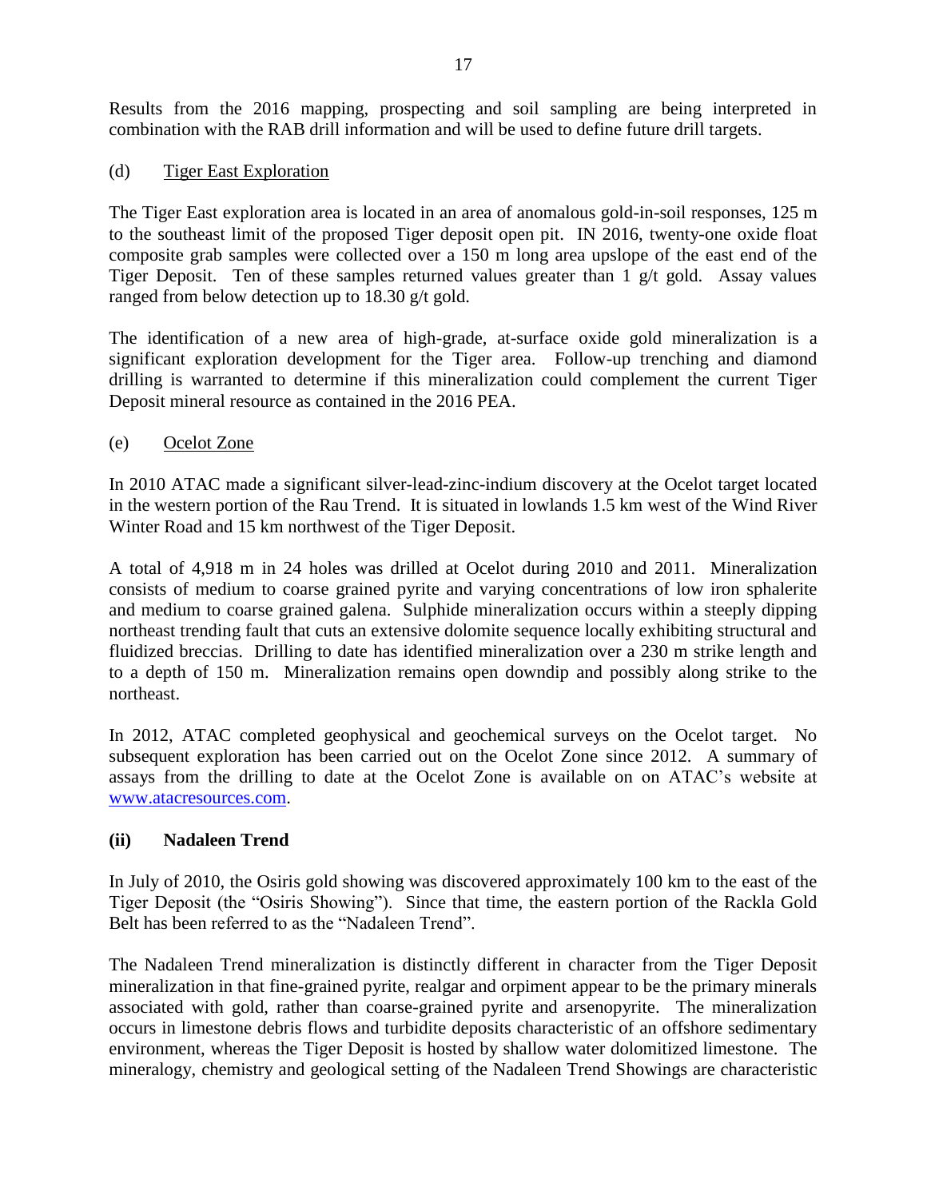Results from the 2016 mapping, prospecting and soil sampling are being interpreted in combination with the RAB drill information and will be used to define future drill targets.

(d) Tiger East Exploration

The Tiger East exploration area is located in an area of anomalous gold-in-soil responses, 125 m to the southeast limit of the proposed Tiger deposit open pit. IN 2016, twenty-one oxide float composite grab samples were collected over a 150 m long area upslope of the east end of the Tiger Deposit. Ten of these samples returned values greater than 1 g/t gold. Assay values ranged from below detection up to 18.30 g/t gold.

The identification of a new area of high-grade, at-surface oxide gold mineralization is a significant exploration development for the Tiger area. Follow-up trenching and diamond drilling is warranted to determine if this mineralization could complement the current Tiger Deposit mineral resource as contained in the 2016 PEA.

(e) Ocelot Zone

In 2010 ATAC made a significant silver-lead-zinc-indium discovery at the Ocelot target located in the western portion of the Rau Trend. It is situated in lowlands 1.5 km west of the Wind River Winter Road and 15 km northwest of the Tiger Deposit.

A total of 4,918 m in 24 holes was drilled at Ocelot during 2010 and 2011. Mineralization consists of medium to coarse grained pyrite and varying concentrations of low iron sphalerite and medium to coarse grained galena. Sulphide mineralization occurs within a steeply dipping northeast trending fault that cuts an extensive dolomite sequence locally exhibiting structural and fluidized breccias. Drilling to date has identified mineralization over a 230 m strike length and to a depth of 150 m. Mineralization remains open downdip and possibly along strike to the northeast.

In 2012, ATAC completed geophysical and geochemical surveys on the Ocelot target. No subsequent exploration has been carried out on the Ocelot Zone since 2012. A summary of assays from the drilling to date at the Ocelot Zone is available on on ATAC's website at www.atacresources.com.

**(ii) Nadaleen Trend**

In July of 2010, the Osiris gold showing was discovered approximately 100 km to the east of the Tiger Deposit (the "Osiris Showing"). Since that time, the eastern portion of the Rackla Gold Belt has been referred to as the "Nadaleen Trend".

The Nadaleen Trend mineralization is distinctly different in character from the Tiger Deposit mineralization in that fine-grained pyrite, realgar and orpiment appear to be the primary minerals associated with gold, rather than coarse-grained pyrite and arsenopyrite. The mineralization occurs in limestone debris flows and turbidite deposits characteristic of an offshore sedimentary environment, whereas the Tiger Deposit is hosted by shallow water dolomitized limestone. The mineralogy, chemistry and geological setting of the Nadaleen Trend Showings are characteristic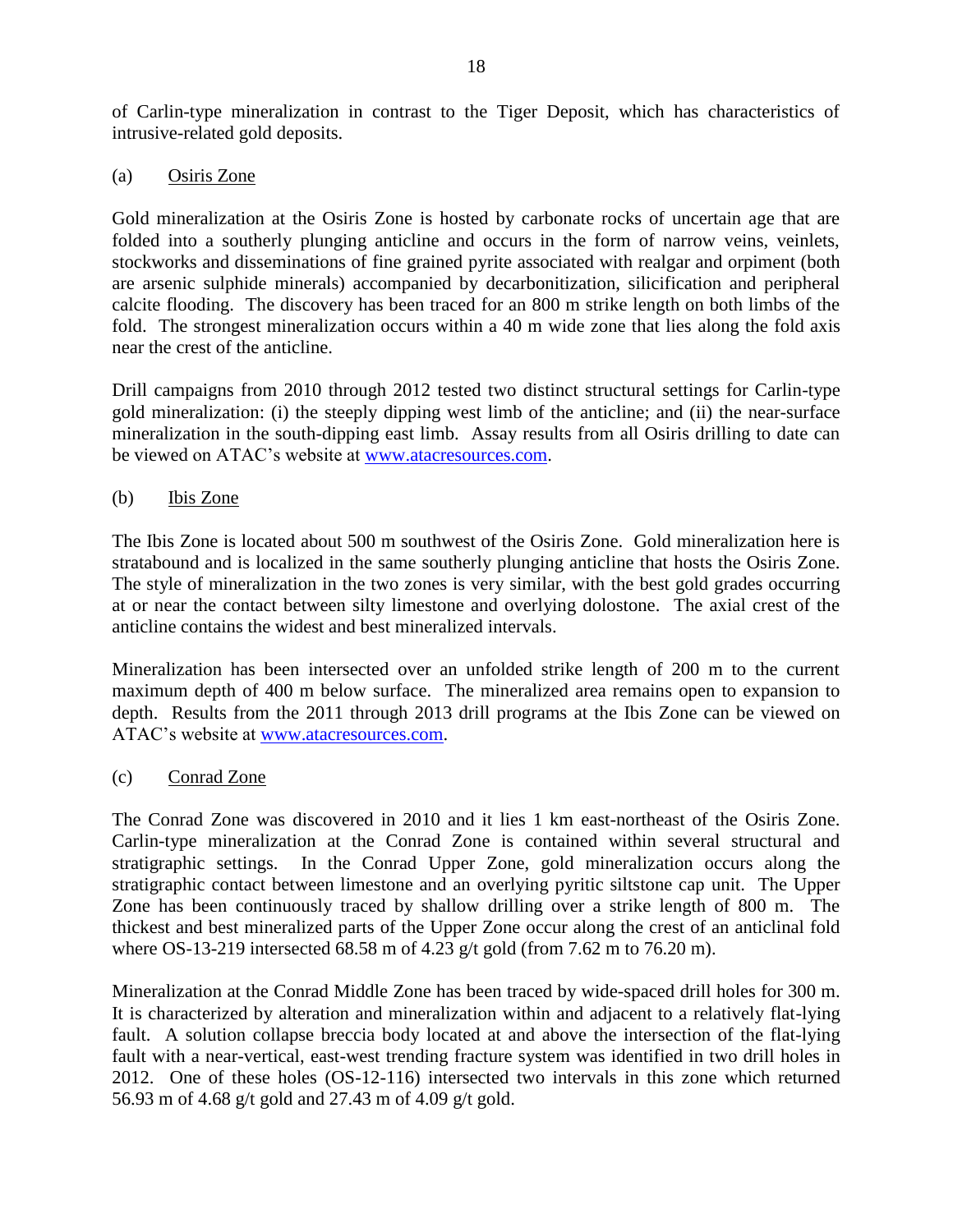of Carlin-type mineralization in contrast to the Tiger Deposit, which has characteristics of intrusive-related gold deposits.

(a) Osiris Zone

Gold mineralization at the Osiris Zone is hosted by carbonate rocks of uncertain age that are folded into a southerly plunging anticline and occurs in the form of narrow veins, veinlets, stockworks and disseminations of fine grained pyrite associated with realgar and orpiment (both are arsenic sulphide minerals) accompanied by decarbonitization, silicification and peripheral calcite flooding. The discovery has been traced for an 800 m strike length on both limbs of the fold. The strongest mineralization occurs within a 40 m wide zone that lies along the fold axis near the crest of the anticline.

Drill campaigns from 2010 through 2012 tested two distinct structural settings for Carlin-type gold mineralization: (i) the steeply dipping west limb of the anticline; and (ii) the near-surface mineralization in the south-dipping east limb. Assay results from all Osiris drilling to date can be viewed on ATAC's website at www.atacresources.com.

(b) Ibis Zone

The Ibis Zone is located about 500 m southwest of the Osiris Zone. Gold mineralization here is stratabound and is localized in the same southerly plunging anticline that hosts the Osiris Zone. The style of mineralization in the two zones is very similar, with the best gold grades occurring at or near the contact between silty limestone and overlying dolostone. The axial crest of the anticline contains the widest and best mineralized intervals.

Mineralization has been intersected over an unfolded strike length of 200 m to the current maximum depth of 400 m below surface. The mineralized area remains open to expansion to depth. Results from the 2011 through 2013 drill programs at the Ibis Zone can be viewed on ATAC's website at www.atacresources.com.

(c) Conrad Zone

The Conrad Zone was discovered in 2010 and it lies 1 km east-northeast of the Osiris Zone. Carlin-type mineralization at the Conrad Zone is contained within several structural and stratigraphic settings. In the Conrad Upper Zone, gold mineralization occurs along the stratigraphic contact between limestone and an overlying pyritic siltstone cap unit. The Upper Zone has been continuously traced by shallow drilling over a strike length of 800 m. The thickest and best mineralized parts of the Upper Zone occur along the crest of an anticlinal fold where OS-13-219 intersected 68.58 m of 4.23 g/t gold (from 7.62 m to 76.20 m).

Mineralization at the Conrad Middle Zone has been traced by wide-spaced drill holes for 300 m. It is characterized by alteration and mineralization within and adjacent to a relatively flat-lying fault. A solution collapse breccia body located at and above the intersection of the flat-lying fault with a near-vertical, east-west trending fracture system was identified in two drill holes in 2012. One of these holes (OS-12-116) intersected two intervals in this zone which returned 56.93 m of 4.68 g/t gold and 27.43 m of 4.09 g/t gold.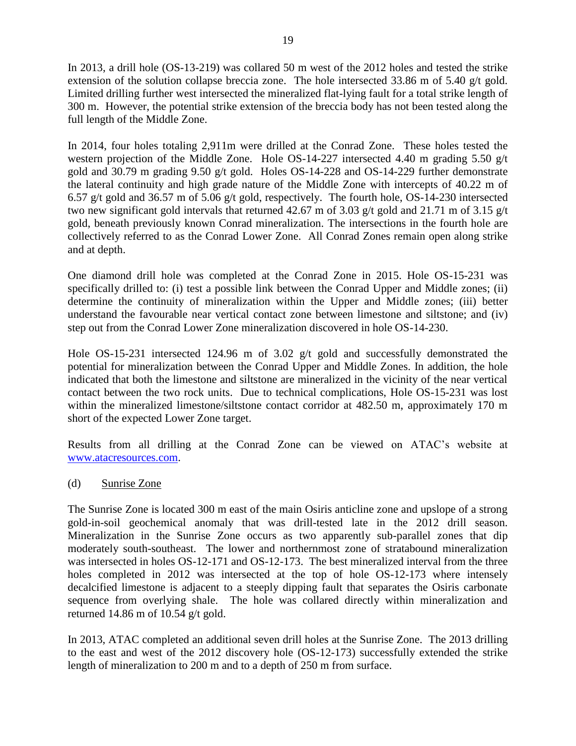In 2013, a drill hole (OS-13-219) was collared 50 m west of the 2012 holes and tested the strike extension of the solution collapse breccia zone. The hole intersected 33.86 m of 5.40 g/t gold. Limited drilling further west intersected the mineralized flat-lying fault for a total strike length of 300 m. However, the potential strike extension of the breccia body has not been tested along the full length of the Middle Zone.

In 2014, four holes totaling 2,911m were drilled at the Conrad Zone. These holes tested the western projection of the Middle Zone. Hole OS-14-227 intersected 4.40 m grading 5.50 g/t gold and 30.79 m grading 9.50 g/t gold. Holes OS-14-228 and OS-14-229 further demonstrate the lateral continuity and high grade nature of the Middle Zone with intercepts of 40.22 m of 6.57 g/t gold and 36.57 m of 5.06 g/t gold, respectively. The fourth hole, OS-14-230 intersected two new significant gold intervals that returned 42.67 m of 3.03 g/t gold and 21.71 m of 3.15 g/t gold, beneath previously known Conrad mineralization. The intersections in the fourth hole are collectively referred to as the Conrad Lower Zone. All Conrad Zones remain open along strike and at depth.

One diamond drill hole was completed at the Conrad Zone in 2015. Hole OS-15-231 was specifically drilled to: (i) test a possible link between the Conrad Upper and Middle zones; (ii) determine the continuity of mineralization within the Upper and Middle zones; (iii) better understand the favourable near vertical contact zone between limestone and siltstone; and (iv) step out from the Conrad Lower Zone mineralization discovered in hole OS-14-230.

Hole OS-15-231 intersected 124.96 m of 3.02 g/t gold and successfully demonstrated the potential for mineralization between the Conrad Upper and Middle Zones. In addition, the hole indicated that both the limestone and siltstone are mineralized in the vicinity of the near vertical contact between the two rock units. Due to technical complications, Hole OS-15-231 was lost within the mineralized limestone/siltstone contact corridor at 482.50 m, approximately 170 m short of the expected Lower Zone target.

Results from all drilling at the Conrad Zone can be viewed on ATAC's website at [www.atacresources.com](http://www.atacresources.com).

(d) Sunrise Zone

The Sunrise Zone is located 300 m east of the main Osiris anticline zone and upslope of a strong gold-in-soil geochemical anomaly that was drill-tested late in the 2012 drill season. Mineralization in the Sunrise Zone occurs as two apparently sub-parallel zones that dip moderately south-southeast. The lower and northernmost zone of stratabound mineralization was intersected in holes OS-12-171 and OS-12-173. The best mineralized interval from the three holes completed in 2012 was intersected at the top of hole OS-12-173 where intensely decalcified limestone is adjacent to a steeply dipping fault that separates the Osiris carbonate sequence from overlying shale. The hole was collared directly within mineralization and returned 14.86 m of 10.54 g/t gold.

In 2013, ATAC completed an additional seven drill holes at the Sunrise Zone. The 2013 drilling to the east and west of the 2012 discovery hole (OS-12-173) successfully extended the strike length of mineralization to 200 m and to a depth of 250 m from surface.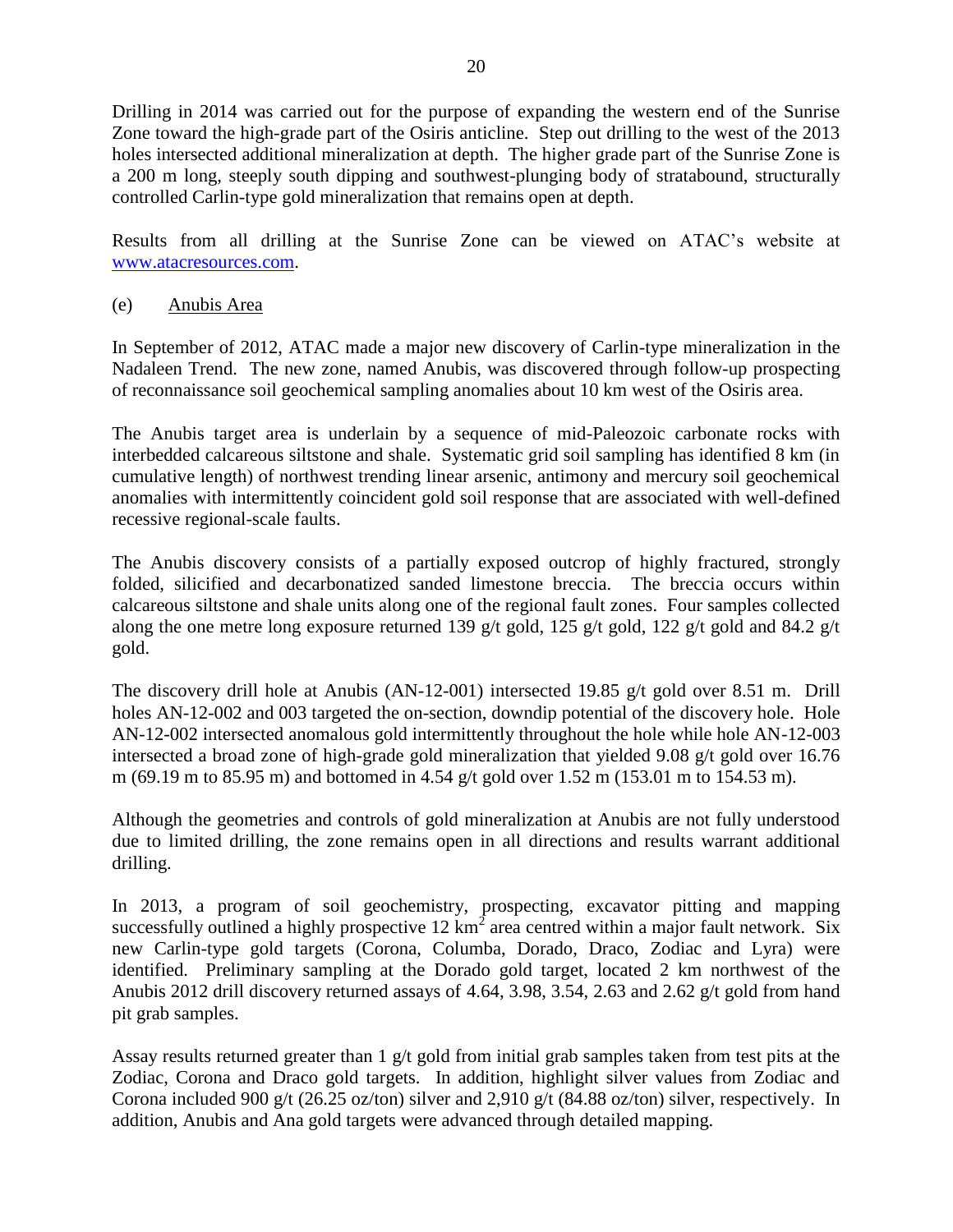Drilling in 2014 was carried out for the purpose of expanding the western end of the Sunrise Zone toward the high-grade part of the Osiris anticline. Step out drilling to the west of the 2013 holes intersected additional mineralization at depth. The higher grade part of the Sunrise Zone is a 200 m long, steeply south dipping and southwest-plunging body of stratabound, structurally controlled Carlin-type gold mineralization that remains open at depth.

Results from all drilling at the Sunrise Zone can be viewed on ATAC's website at [www.atacresources.com](www.atacresources.com).

(e) Anubis Area

In September of 2012, ATAC made a major new discovery of Carlin-type mineralization in the Nadaleen Trend. The new zone, named Anubis, was discovered through follow-up prospecting of reconnaissance soil geochemical sampling anomalies about 10 km west of the Osiris area.

The Anubis target area is underlain by a sequence of mid-Paleozoic carbonate rocks with interbedded calcareous siltstone and shale. Systematic grid soil sampling has identified 8 km (in cumulative length) of northwest trending linear arsenic, antimony and mercury soil geochemical anomalies with intermittently coincident gold soil response that are associated with well-defined recessive regional-scale faults.

The Anubis discovery consists of a partially exposed outcrop of highly fractured, strongly folded, silicified and decarbonatized sanded limestone breccia. The breccia occurs within calcareous siltstone and shale units along one of the regional fault zones. Four samples collected along the one metre long exposure returned 139 g/t gold, 125 g/t gold, 122 g/t gold and 84.2 g/t gold.

The discovery drill hole at Anubis (AN-12-001) intersected 19.85 g/t gold over 8.51 m. Drill holes AN-12-002 and 003 targeted the on-section, downdip potential of the discovery hole. Hole AN-12-002 intersected anomalous gold intermittently throughout the hole while hole AN-12-003 intersected a broad zone of high-grade gold mineralization that yielded 9.08 g/t gold over 16.76 m (69.19 m to 85.95 m) and bottomed in 4.54 g/t gold over 1.52 m (153.01 m to 154.53 m).

Although the geometries and controls of gold mineralization at Anubis are not fully understood due to limited drilling, the zone remains open in all directions and results warrant additional drilling.

In 2013, a program of soil geochemistry, prospecting, excavator pitting and mapping successfully outlined a highly prospective 12 $km^2$ area centred within a major fault network. Six new Carlin-type gold targets (Corona, Columba, Dorado, Draco, Zodiac and Lyra) were identified. Preliminary sampling at the Dorado gold target, located 2 km northwest of the Anubis 2012 drill discovery returned assays of 4.64, 3.98, 3.54, 2.63 and 2.62 g/t gold from hand pit grab samples.

Assay results returned greater than 1 g/t gold from initial grab samples taken from test pits at the Zodiac, Corona and Draco gold targets. In addition, highlight silver values from Zodiac and Corona included 900 g/t (26.25 oz/ton) silver and 2,910 g/t (84.88 oz/ton) silver, respectively. In addition, Anubis and Ana gold targets were advanced through detailed mapping.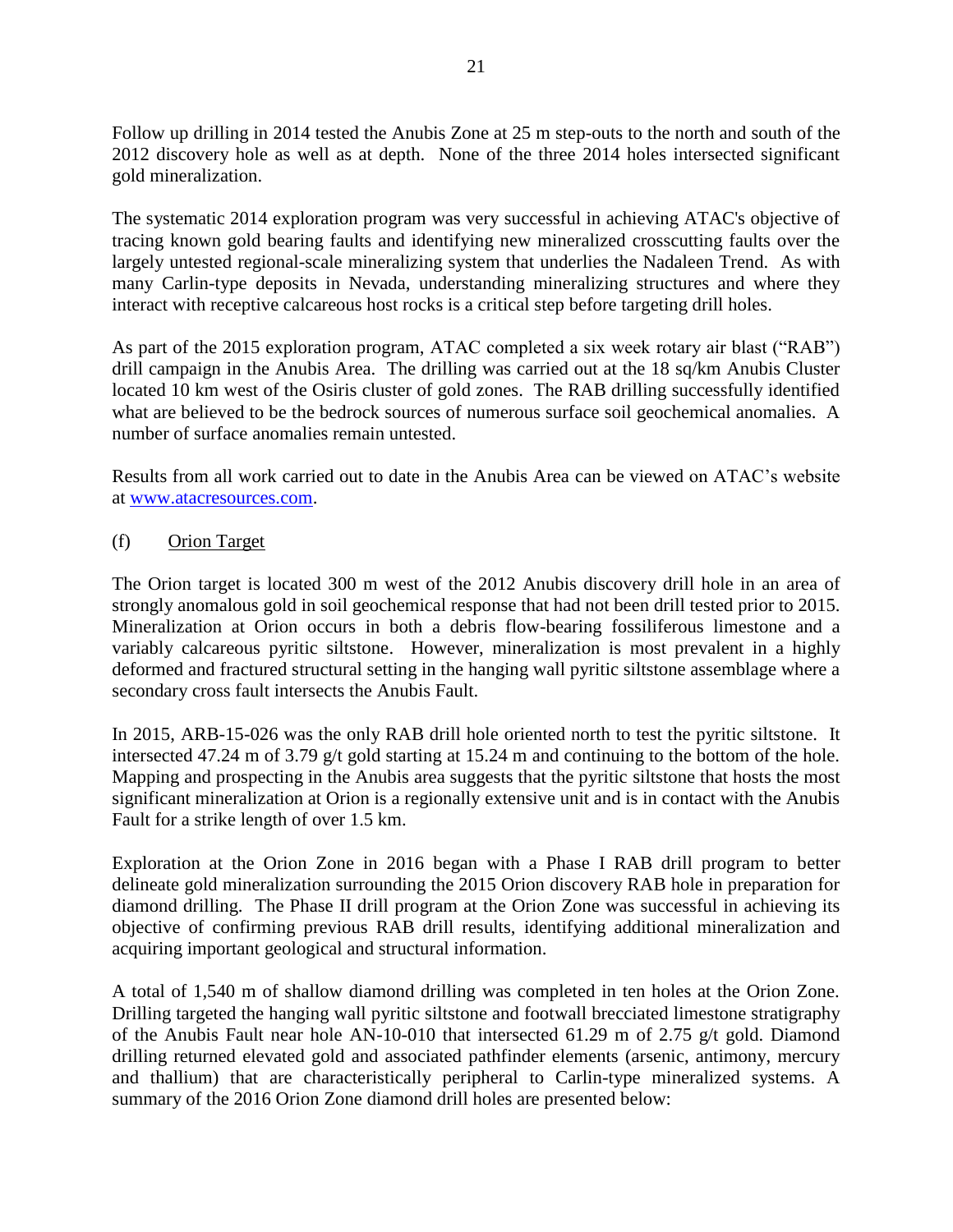Follow up drilling in 2014 tested the Anubis Zone at 25 m step-outs to the north and south of the 2012 discovery hole as well as at depth. None of the three 2014 holes intersected significant gold mineralization.

The systematic 2014 exploration program was very successful in achieving ATAC's objective of tracing known gold bearing faults and identifying new mineralized crosscutting faults over the largely untested regional-scale mineralizing system that underlies the Nadaleen Trend. As with many Carlin-type deposits in Nevada, understanding mineralizing structures and where they interact with receptive calcareous host rocks is a critical step before targeting drill holes.

As part of the 2015 exploration program, ATAC completed a six week rotary air blast ("RAB") drill campaign in the Anubis Area. The drilling was carried out at the 18 sq/km Anubis Cluster located 10 km west of the Osiris cluster of gold zones. The RAB drilling successfully identified what are believed to be the bedrock sources of numerous surface soil geochemical anomalies. A number of surface anomalies remain untested.

Results from all work carried out to date in the Anubis Area can be viewed on ATAC's website at www.atacresources.com.

(f) Orion Target

The Orion target is located 300 m west of the 2012 Anubis discovery drill hole in an area of strongly anomalous gold in soil geochemical response that had not been drill tested prior to 2015. Mineralization at Orion occurs in both a debris flow-bearing fossiliferous limestone and a variably calcareous pyritic siltstone. However, mineralization is most prevalent in a highly deformed and fractured structural setting in the hanging wall pyritic siltstone assemblage where a secondary cross fault intersects the Anubis Fault.

In 2015, ARB-15-026 was the only RAB drill hole oriented north to test the pyritic siltstone. It intersected 47.24 m of 3.79 g/t gold starting at 15.24 m and continuing to the bottom of the hole. Mapping and prospecting in the Anubis area suggests that the pyritic siltstone that hosts the most significant mineralization at Orion is a regionally extensive unit and is in contact with the Anubis Fault for a strike length of over 1.5 km.

Exploration at the Orion Zone in 2016 began with a Phase I RAB drill program to better delineate gold mineralization surrounding the 2015 Orion discovery RAB hole in preparation for diamond drilling. The Phase II drill program at the Orion Zone was successful in achieving its objective of confirming previous RAB drill results, identifying additional mineralization and acquiring important geological and structural information.

A total of 1,540 m of shallow diamond drilling was completed in ten holes at the Orion Zone. Drilling targeted the hanging wall pyritic siltstone and footwall brecciated limestone stratigraphy of the Anubis Fault near hole AN-10-010 that intersected 61.29 m of 2.75 g/t gold. Diamond drilling returned elevated gold and associated pathfinder elements (arsenic, antimony, mercury and thallium) that are characteristically peripheral to Carlin-type mineralized systems. A summary of the 2016 Orion Zone diamond drill holes are presented below: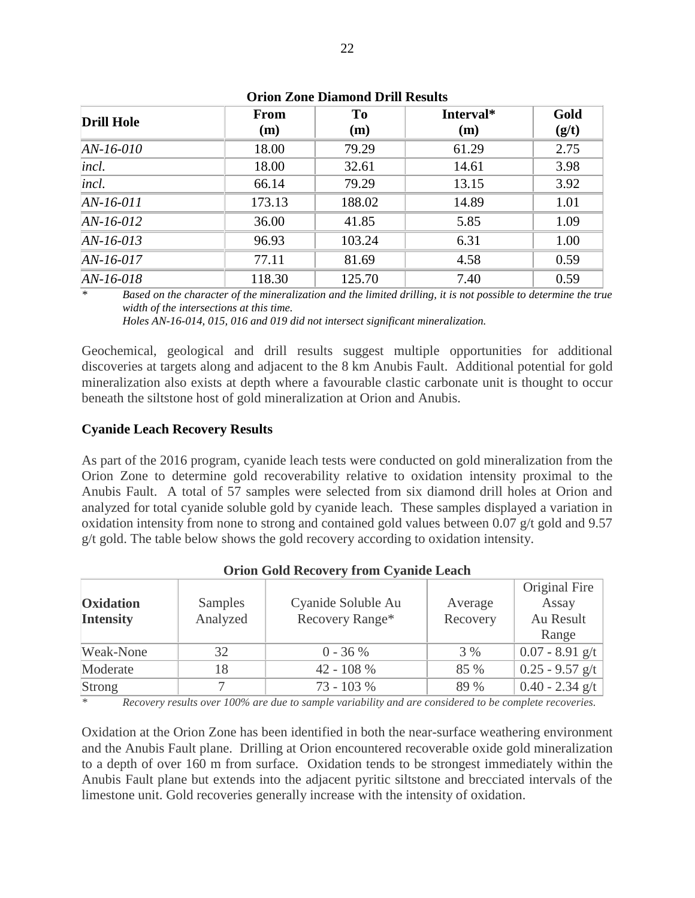**Orion Zone Diamond Drill Results**

| Drill Hole | From (m) | To (m) | Interval* (m) | Gold (g/t) |
|---|---|---|---|---|
| *AN-16-010* | 18.00 | 79.29 | 61.29 | 2.75 |
| *incl.* | 18.00 | 32.61 | 14.61 | 3.98 |
| *incl.* | 66.14 | 79.29 | 13.15 | 3.92 |
| *AN-16-011* | 173.13 | 188.02 | 14.89 | 1.01 |
| *AN-16-012* | 36.00 | 41.85 | 5.85 | 1.09 |
| *AN-16-013* | 96.93 | 103.24 | 6.31 | 1.00 |
| *AN-16-017* | 77.11 | 81.69 | 4.58 | 0.59 |
| *AN-16-018* | 118.30 | 125.70 | 7.40 | 0.59 |

\* *Based on the character of the mineralization and the limited drilling, it is not possible to determine the true width of the intersections at this time.*
*Holes AN-16-014, 015, 016 and 019 did not intersect significant mineralization.*

Geochemical, geological and drill results suggest multiple opportunities for additional discoveries at targets along and adjacent to the 8 km Anubis Fault. Additional potential for gold mineralization also exists at depth where a favourable clastic carbonate unit is thought to occur beneath the siltstone host of gold mineralization at Orion and Anubis.

**Cyanide Leach Recovery Results**

As part of the 2016 program, cyanide leach tests were conducted on gold mineralization from the Orion Zone to determine gold recoverability relative to oxidation intensity proximal to the Anubis Fault. A total of 57 samples were selected from six diamond drill holes at Orion and analyzed for total cyanide soluble gold by cyanide leach. These samples displayed a variation in oxidation intensity from none to strong and contained gold values between 0.07 g/t gold and 9.57 g/t gold. The table below shows the gold recovery according to oxidation intensity.

**Orion Gold Recovery from Cyanide Leach**

| **Oxidation Intensity** | Samples Analyzed | Cyanide Soluble Au Recovery Range* | Average Recovery | Original Fire Assay Au Result Range |
|---|---|---|---|---|
| Weak-None | 32 | 0 - 36 % | 3 % | 0.07 - 8.91 g/t |
| Moderate | 18 | 42 - 108 % | 85 % | 0.25 - 9.57 g/t |
| Strong | 7 | 73 - 103 % | 89 % | 0.40 - 2.34 g/t |

\* *Recovery results over 100% are due to sample variability and are considered to be complete recoveries.*

Oxidation at the Orion Zone has been identified in both the near-surface weathering environment and the Anubis Fault plane. Drilling at Orion encountered recoverable oxide gold mineralization to a depth of over 160 m from surface. Oxidation tends to be strongest immediately within the Anubis Fault plane but extends into the adjacent pyritic siltstone and brecciated intervals of the limestone unit. Gold recoveries generally increase with the intensity of oxidation.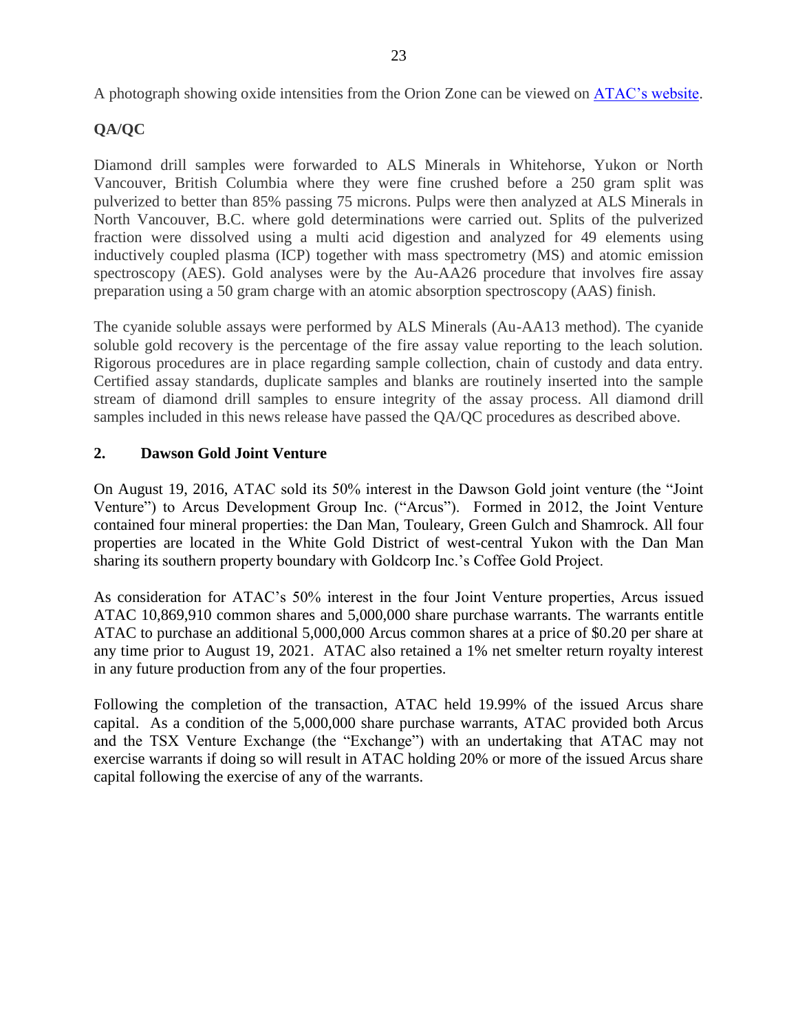A photograph showing oxide intensities from the Orion Zone can be viewed on [ATAC's website](ATAC's website).

**QA/QC**

Diamond drill samples were forwarded to ALS Minerals in Whitehorse, Yukon or North Vancouver, British Columbia where they were fine crushed before a 250 gram split was pulverized to better than 85% passing 75 microns. Pulps were then analyzed at ALS Minerals in North Vancouver, B.C. where gold determinations were carried out. Splits of the pulverized fraction were dissolved using a multi acid digestion and analyzed for 49 elements using inductively coupled plasma (ICP) together with mass spectrometry (MS) and atomic emission spectroscopy (AES). Gold analyses were by the Au-AA26 procedure that involves fire assay preparation using a 50 gram charge with an atomic absorption spectroscopy (AAS) finish.

The cyanide soluble assays were performed by ALS Minerals (Au-AA13 method). The cyanide soluble gold recovery is the percentage of the fire assay value reporting to the leach solution. Rigorous procedures are in place regarding sample collection, chain of custody and data entry. Certified assay standards, duplicate samples and blanks are routinely inserted into the sample stream of diamond drill samples to ensure integrity of the assay process. All diamond drill samples included in this news release have passed the QA/QC procedures as described above.

## 2. Dawson Gold Joint Venture

On August 19, 2016, ATAC sold its 50% interest in the Dawson Gold joint venture (the "Joint Venture") to Arcus Development Group Inc. ("Arcus"). Formed in 2012, the Joint Venture contained four mineral properties: the Dan Man, Touleary, Green Gulch and Shamrock. All four properties are located in the White Gold District of west-central Yukon with the Dan Man sharing its southern property boundary with Goldcorp Inc.'s Coffee Gold Project.

As consideration for ATAC's 50% interest in the four Joint Venture properties, Arcus issued ATAC 10,869,910 common shares and 5,000,000 share purchase warrants. The warrants entitle ATAC to purchase an additional 5,000,000 Arcus common shares at a price of $0.20 per share at any time prior to August 19, 2021. ATAC also retained a 1% net smelter return royalty interest in any future production from any of the four properties.

Following the completion of the transaction, ATAC held 19.99% of the issued Arcus share capital. As a condition of the 5,000,000 share purchase warrants, ATAC provided both Arcus and the TSX Venture Exchange (the "Exchange") with an undertaking that ATAC may not exercise warrants if doing so will result in ATAC holding 20% or more of the issued Arcus share capital following the exercise of any of the warrants.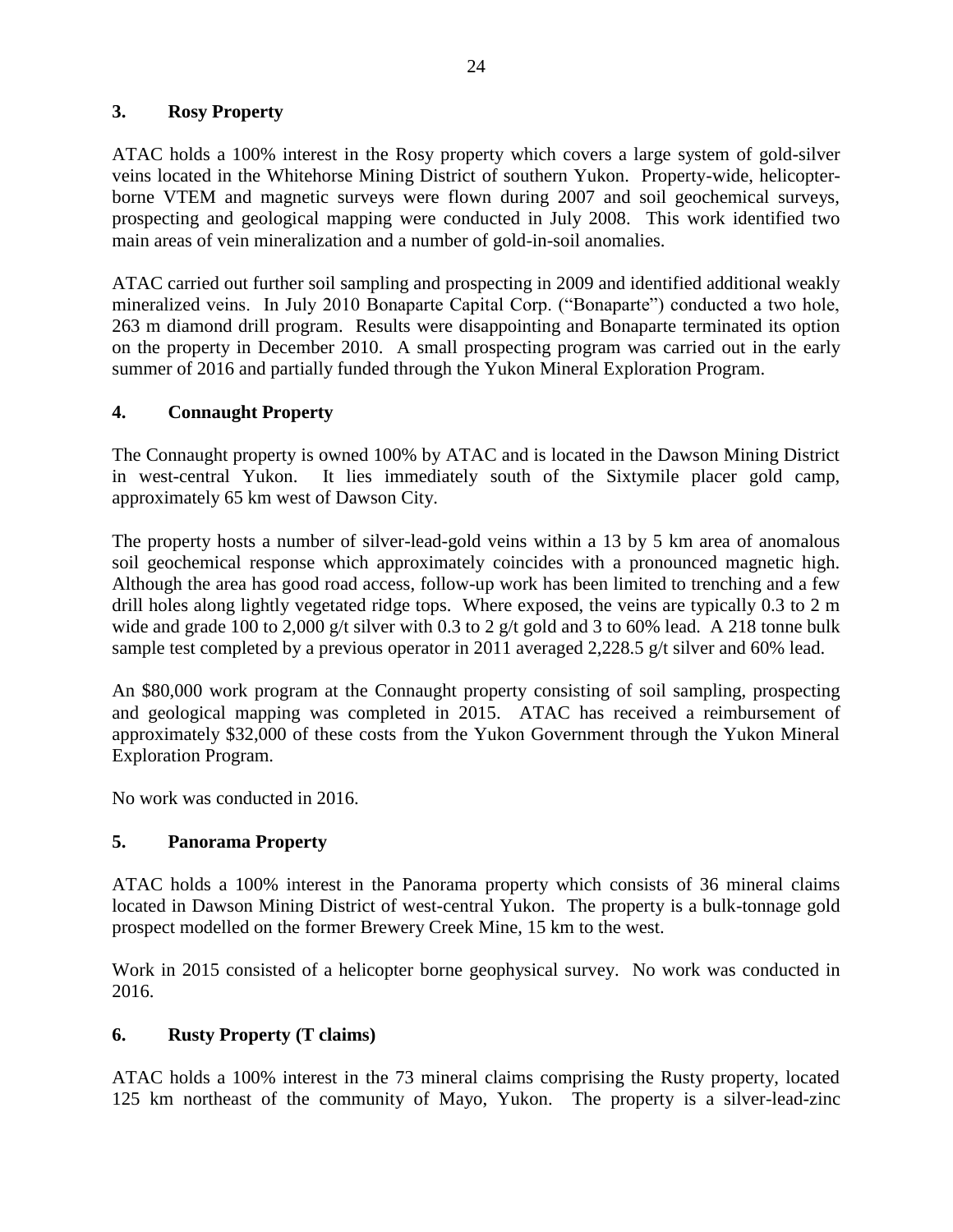### 3. Rosy Property

ATAC holds a 100% interest in the Rosy property which covers a large system of gold-silver veins located in the Whitehorse Mining District of southern Yukon. Property-wide, helicopter-borne VTEM and magnetic surveys were flown during 2007 and soil geochemical surveys, prospecting and geological mapping were conducted in July 2008. This work identified two main areas of vein mineralization and a number of gold-in-soil anomalies.

ATAC carried out further soil sampling and prospecting in 2009 and identified additional weakly mineralized veins. In July 2010 Bonaparte Capital Corp. ("Bonaparte") conducted a two hole, 263 m diamond drill program. Results were disappointing and Bonaparte terminated its option on the property in December 2010. A small prospecting program was carried out in the early summer of 2016 and partially funded through the Yukon Mineral Exploration Program.

### 4. Connaught Property

The Connaught property is owned 100% by ATAC and is located in the Dawson Mining District in west-central Yukon. It lies immediately south of the Sixtymile placer gold camp, approximately 65 km west of Dawson City.

The property hosts a number of silver-lead-gold veins within a 13 by 5 km area of anomalous soil geochemical response which approximately coincides with a pronounced magnetic high. Although the area has good road access, follow-up work has been limited to trenching and a few drill holes along lightly vegetated ridge tops. Where exposed, the veins are typically 0.3 to 2 m wide and grade 100 to 2,000 g/t silver with 0.3 to 2 g/t gold and 3 to 60% lead. A 218 tonne bulk sample test completed by a previous operator in 2011 averaged 2,228.5 g/t silver and 60% lead.

An $80,000 work program at the Connaught property consisting of soil sampling, prospecting and geological mapping was completed in 2015. ATAC has received a reimbursement of approximately $32,000 of these costs from the Yukon Government through the Yukon Mineral Exploration Program.

No work was conducted in 2016.

### 5. Panorama Property

ATAC holds a 100% interest in the Panorama property which consists of 36 mineral claims located in Dawson Mining District of west-central Yukon. The property is a bulk-tonnage gold prospect modelled on the former Brewery Creek Mine, 15 km to the west.

Work in 2015 consisted of a helicopter borne geophysical survey. No work was conducted in 2016.

### 6. Rusty Property (T claims)

ATAC holds a 100% interest in the 73 mineral claims comprising the Rusty property, located 125 km northeast of the community of Mayo, Yukon. The property is a silver-lead-zinc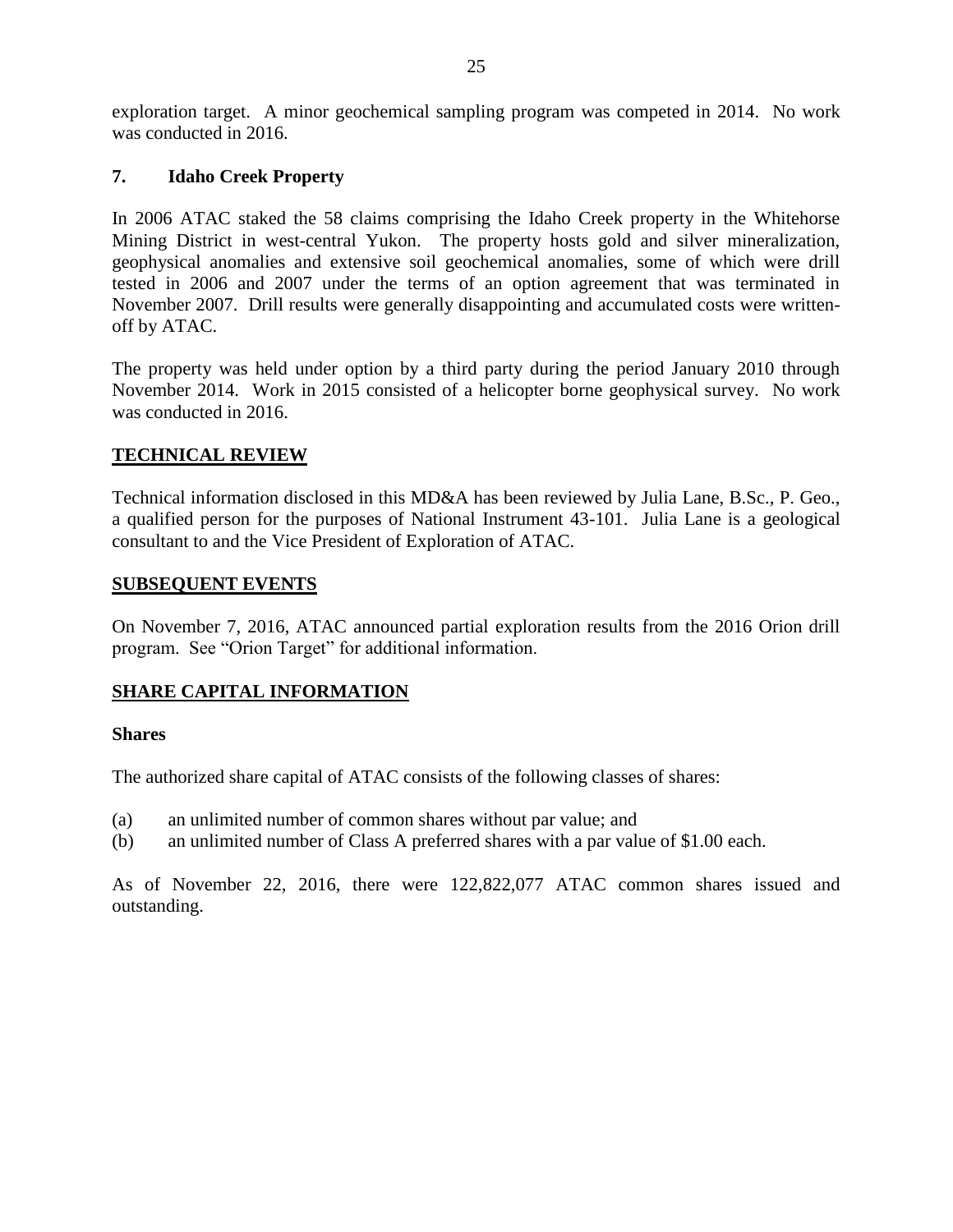exploration target. A minor geochemical sampling program was competed in 2014. No work was conducted in 2016.

### 7. Idaho Creek Property

In 2006 ATAC staked the 58 claims comprising the Idaho Creek property in the Whitehorse Mining District in west-central Yukon. The property hosts gold and silver mineralization, geophysical anomalies and extensive soil geochemical anomalies, some of which were drill tested in 2006 and 2007 under the terms of an option agreement that was terminated in November 2007. Drill results were generally disappointing and accumulated costs were written-off by ATAC.

The property was held under option by a third party during the period January 2010 through November 2014. Work in 2015 consisted of a helicopter borne geophysical survey. No work was conducted in 2016.

## TECHNICAL REVIEW

Technical information disclosed in this MD&A has been reviewed by Julia Lane, B.Sc., P. Geo., a qualified person for the purposes of National Instrument 43-101. Julia Lane is a geological consultant to and the Vice President of Exploration of ATAC.

## SUBSEQUENT EVENTS

On November 7, 2016, ATAC announced partial exploration results from the 2016 Orion drill program. See "Orion Target" for additional information.

## SHARE CAPITAL INFORMATION

### Shares

The authorized share capital of ATAC consists of the following classes of shares:

(a) an unlimited number of common shares without par value; and
(b) an unlimited number of Class A preferred shares with a par value of $1.00 each.

As of November 22, 2016, there were 122,822,077 ATAC common shares issued and outstanding.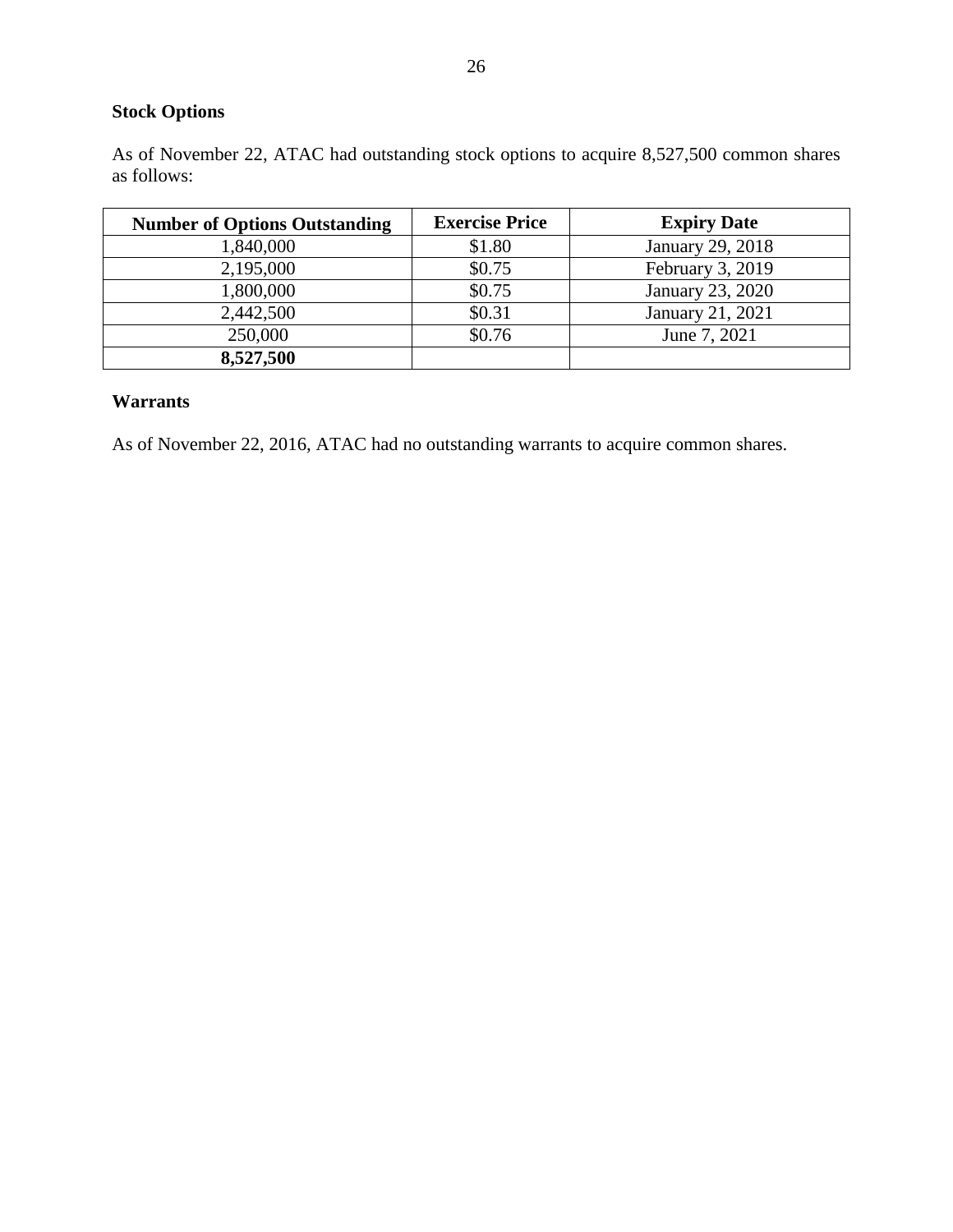**Stock Options**

As of November 22, ATAC had outstanding stock options to acquire 8,527,500 common shares as follows:

| Number of Options Outstanding | Exercise Price | Expiry Date |
|---|---|---|
| 1,840,000 | $1.80 | January 29, 2018 |
| 2,195,000 | $0.75 | February 3, 2019 |
| 1,800,000 | $0.75 | January 23, 2020 |
| 2,442,500 | $0.31 | January 21, 2021 |
| 250,000 | $0.76 | June 7, 2021 |
| **8,527,500** | | |

**Warrants**

As of November 22, 2016, ATAC had no outstanding warrants to acquire common shares.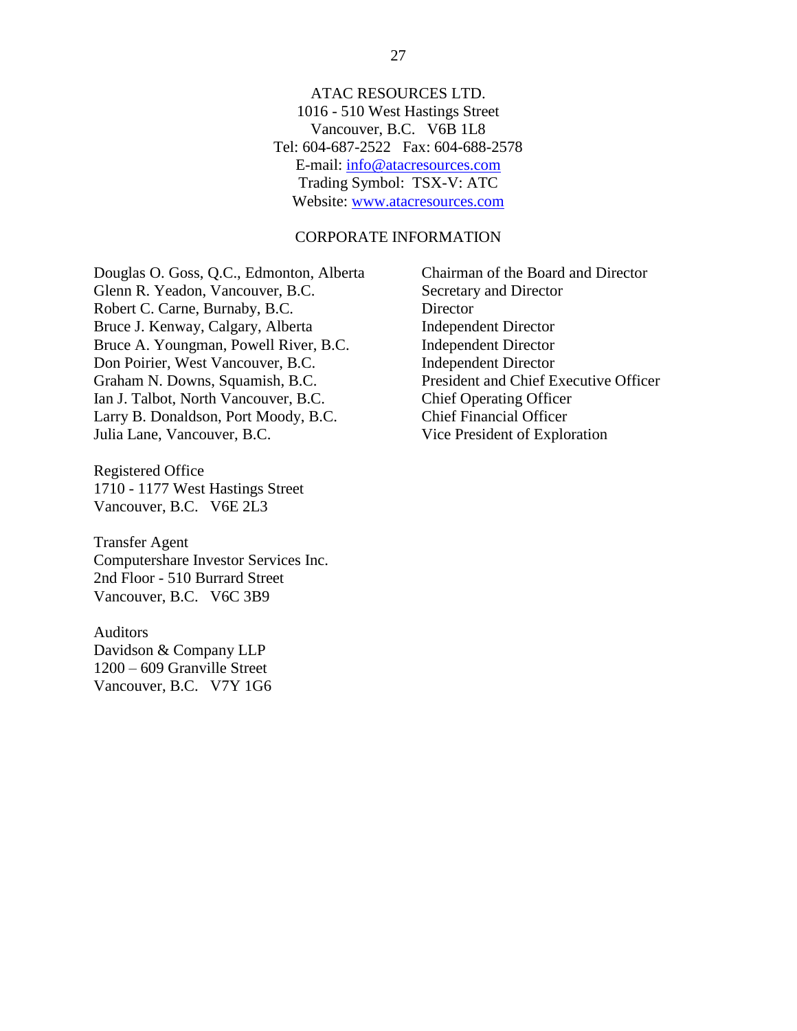ATAC RESOURCES LTD.
1016 - 510 West Hastings Street
Vancouver, B.C. V6B 1L8
Tel: 604-687-2522 Fax: 604-688-2578
E-mail: info@atacresources.com
Trading Symbol: TSX-V: ATC
Website: www.atacresources.com

## CORPORATE INFORMATION

| | |
|---|---|
| Douglas O. Goss, Q.C., Edmonton, Alberta | Chairman of the Board and Director |
| Glenn R. Yeadon, Vancouver, B.C. | Secretary and Director |
| Robert C. Carne, Burnaby, B.C. | Director |
| Bruce J. Kenway, Calgary, Alberta | Independent Director |
| Bruce A. Youngman, Powell River, B.C. | Independent Director |
| Don Poirier, West Vancouver, B.C. | Independent Director |
| Graham N. Downs, Squamish, B.C. | President and Chief Executive Officer |
| Ian J. Talbot, North Vancouver, B.C. | Chief Operating Officer |
| Larry B. Donaldson, Port Moody, B.C. | Chief Financial Officer |
| Julia Lane, Vancouver, B.C. | Vice President of Exploration |

Registered Office
1710 - 1177 West Hastings Street
Vancouver, B.C. V6E 2L3

Transfer Agent
Computershare Investor Services Inc.
2nd Floor - 510 Burrard Street
Vancouver, B.C. V6C 3B9

Auditors
Davidson & Company LLP
1200 – 609 Granville Street
Vancouver, B.C. V7Y 1G6